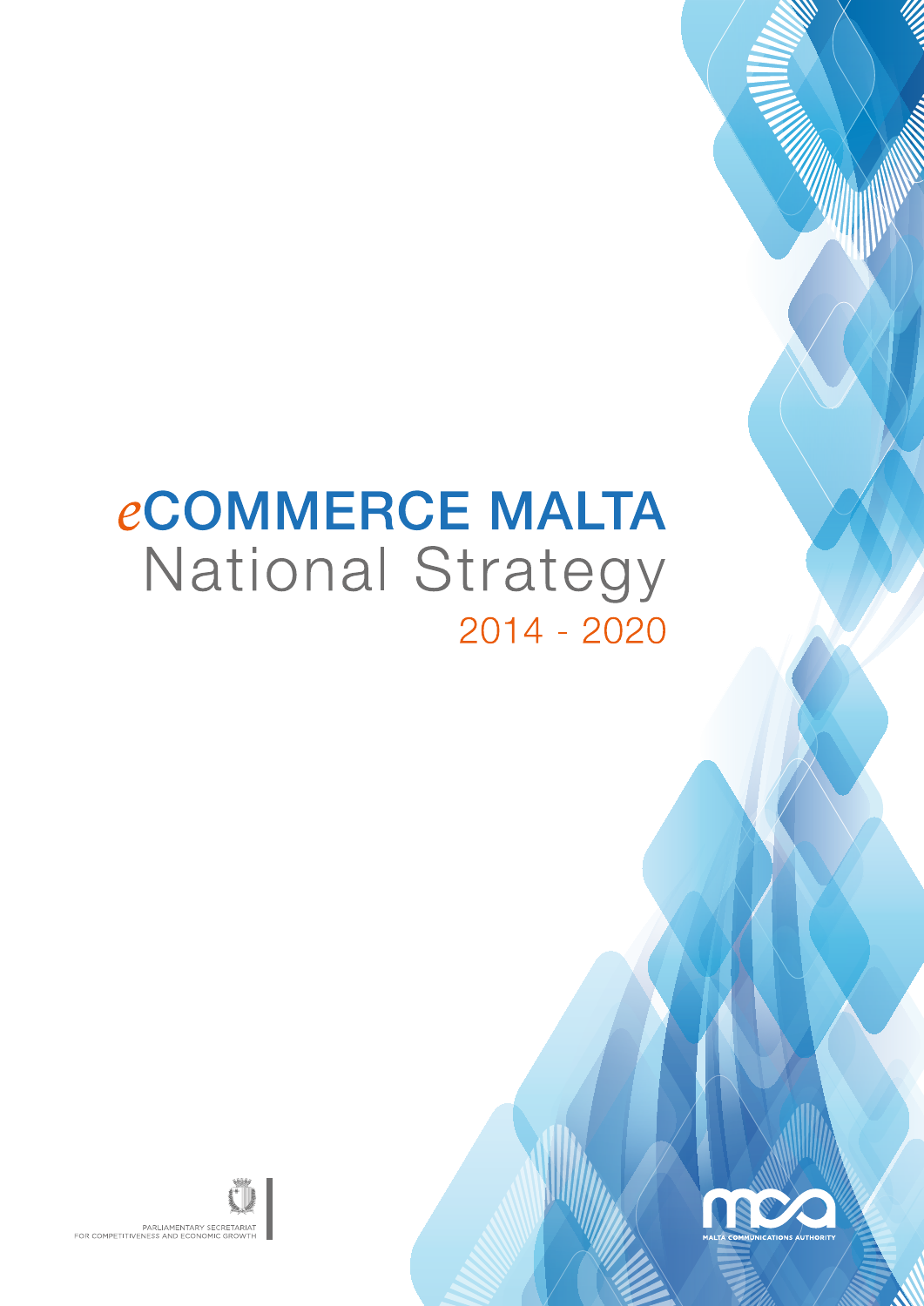# *e*COMMERCE MALTA National Strategy 2014 - 2020

PARLIAMENTARY SECRETARIAT FOR COMPETITIVENESS AND ECONOMIC GROWTH

MALTA COMMUNICATIONS AUTHORITY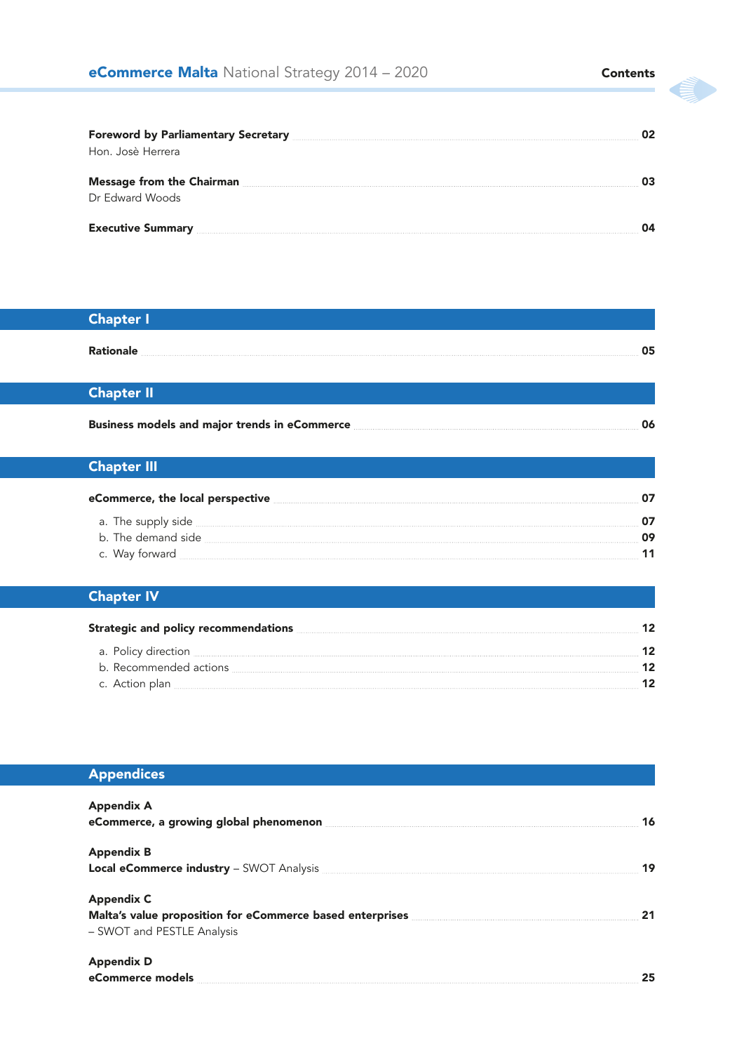# Contents

**Foreword by Parliamentary Secretary** ..... **02**
Hon. Josè Herrera

**Message from the Chairman** ..... **03**
Dr Edward Woods

**Executive Summary** ..... **04**

## Chapter I

**Rationale** ..... **05**

## Chapter II

**Business models and major trends in eCommerce** ..... **06**

## Chapter III

**eCommerce, the local perspective** ..... **07**

a. The supply side ..... **07**
b. The demand side ..... **09**
c. Way forward ..... **11**

## Chapter IV

**Strategic and policy recommendations** ..... **12**

a. Policy direction ..... **12**
b. Recommended actions ..... **12**
c. Action plan ..... **12**

## Appendices

**Appendix A**
**eCommerce, a growing global phenomenon** ..... **16**

**Appendix B**
**Local eCommerce industry** – SWOT Analysis ..... **19**

**Appendix C**
**Malta's value proposition for eCommerce based enterprises** ..... **21**
– SWOT and PESTLE Analysis

**Appendix D**
**eCommerce models** ..... **25**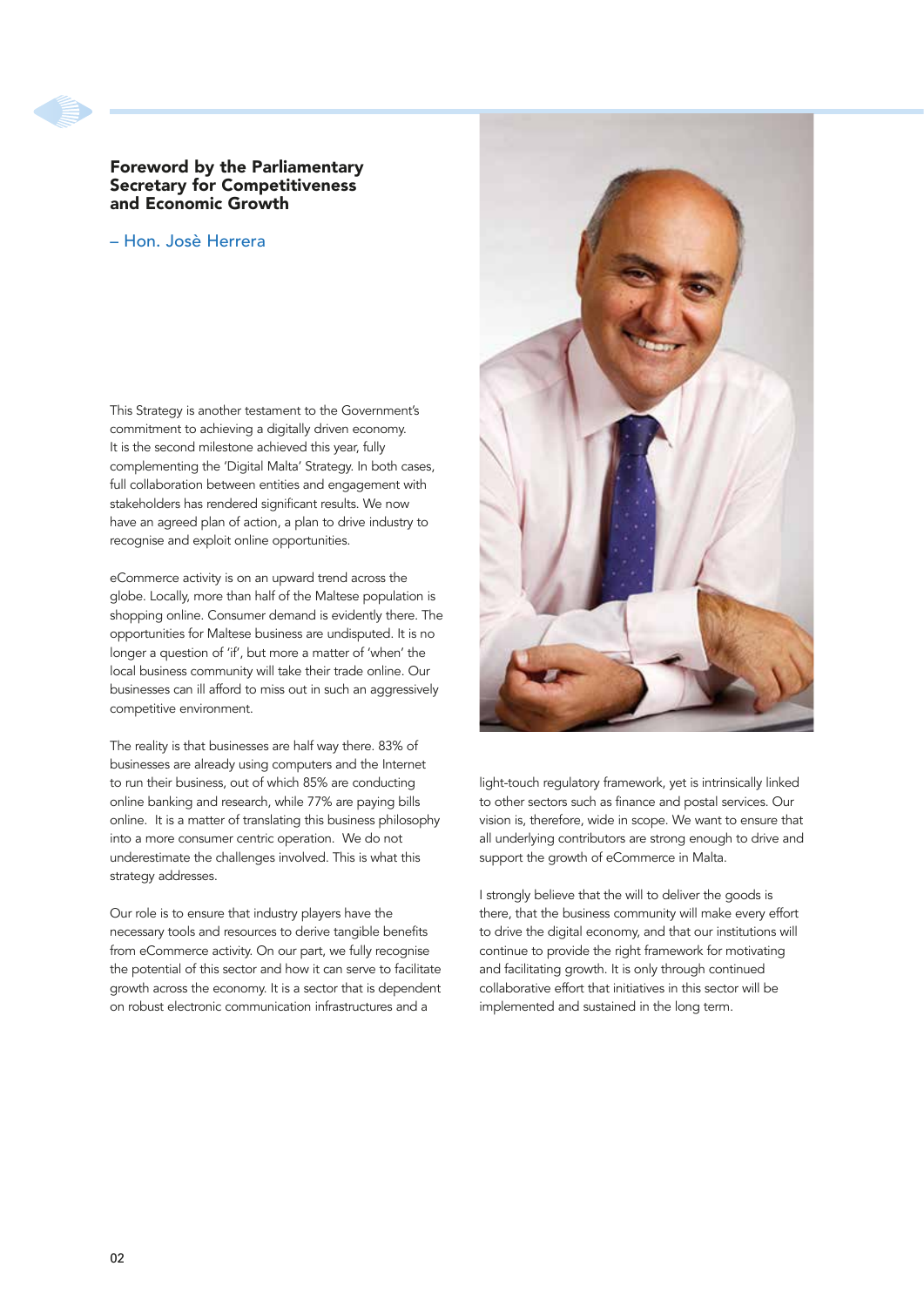## Foreword by the Parliamentary Secretary for Competitiveness and Economic Growth

– Hon. Josè Herrera

This Strategy is another testament to the Government's commitment to achieving a digitally driven economy. It is the second milestone achieved this year, fully complementing the 'Digital Malta' Strategy. In both cases, full collaboration between entities and engagement with stakeholders has rendered significant results. We now have an agreed plan of action, a plan to drive industry to recognise and exploit online opportunities.

eCommerce activity is on an upward trend across the globe. Locally, more than half of the Maltese population is shopping online. Consumer demand is evidently there. The opportunities for Maltese business are undisputed. It is no longer a question of 'if', but more a matter of 'when' the local business community will take their trade online. Our businesses can ill afford to miss out in such an aggressively competitive environment.

The reality is that businesses are half way there. 83% of businesses are already using computers and the Internet to run their business, out of which 85% are conducting online banking and research, while 77% are paying bills online. It is a matter of translating this business philosophy into a more consumer centric operation. We do not underestimate the challenges involved. This is what this strategy addresses.

Our role is to ensure that industry players have the necessary tools and resources to derive tangible benefits from eCommerce activity. On our part, we fully recognise the potential of this sector and how it can serve to facilitate growth across the economy. It is a sector that is dependent on robust electronic communication infrastructures and a light-touch regulatory framework, yet is intrinsically linked to other sectors such as finance and postal services. Our vision is, therefore, wide in scope. We want to ensure that all underlying contributors are strong enough to drive and support the growth of eCommerce in Malta.

I strongly believe that the will to deliver the goods is there, that the business community will make every effort to drive the digital economy, and that our institutions will continue to provide the right framework for motivating and facilitating growth. It is only through continued collaborative effort that initiatives in this sector will be implemented and sustained in the long term.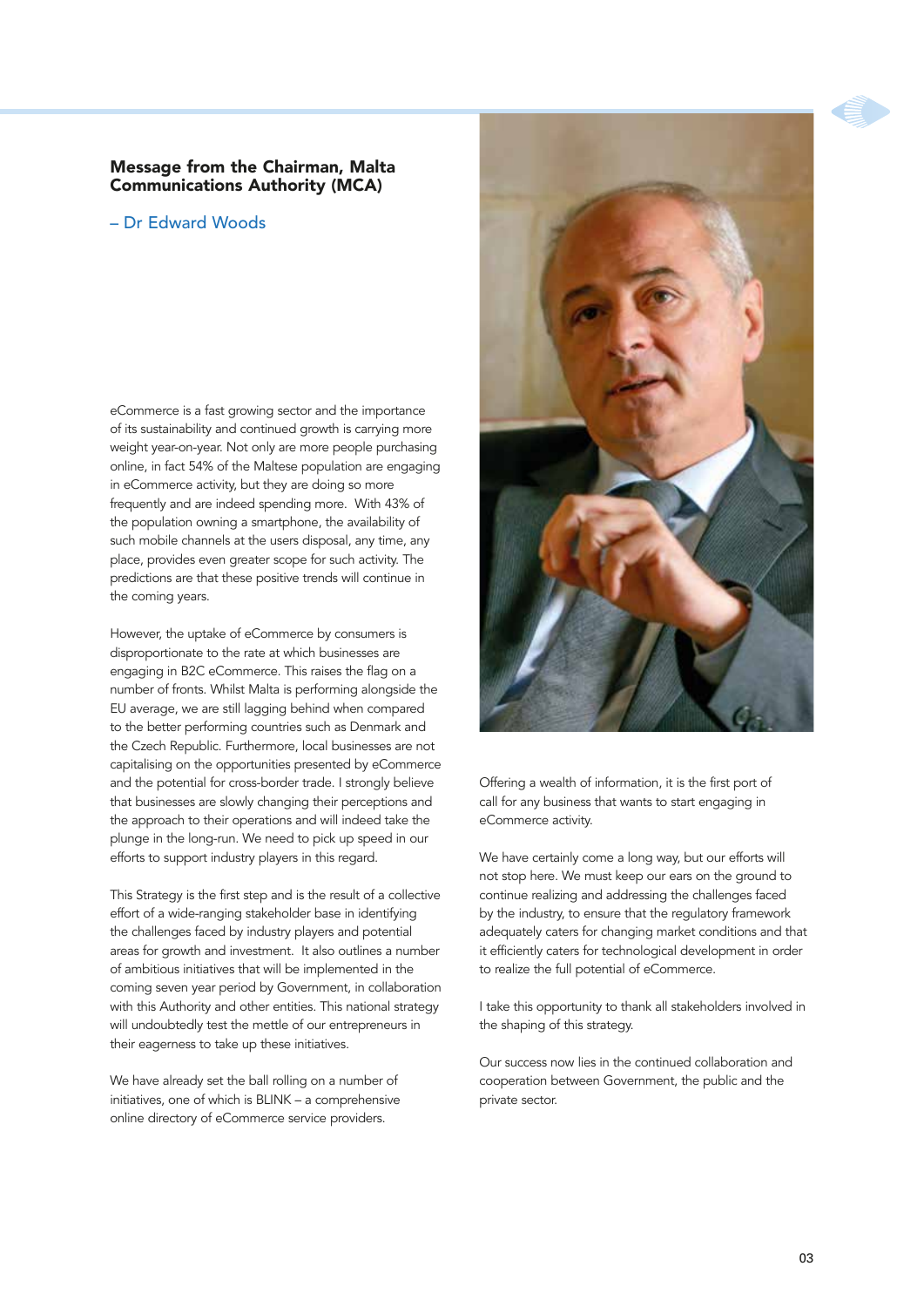## Message from the Chairman, Malta Communications Authority (MCA)

– Dr Edward Woods

eCommerce is a fast growing sector and the importance of its sustainability and continued growth is carrying more weight year-on-year. Not only are more people purchasing online, in fact 54% of the Maltese population are engaging in eCommerce activity, but they are doing so more frequently and are indeed spending more. With 43% of the population owning a smartphone, the availability of such mobile channels at the users disposal, any time, any place, provides even greater scope for such activity. The predictions are that these positive trends will continue in the coming years.

However, the uptake of eCommerce by consumers is disproportionate to the rate at which businesses are engaging in B2C eCommerce. This raises the flag on a number of fronts. Whilst Malta is performing alongside the EU average, we are still lagging behind when compared to the better performing countries such as Denmark and the Czech Republic. Furthermore, local businesses are not capitalising on the opportunities presented by eCommerce and the potential for cross-border trade. I strongly believe that businesses are slowly changing their perceptions and the approach to their operations and will indeed take the plunge in the long-run. We need to pick up speed in our efforts to support industry players in this regard.

This Strategy is the first step and is the result of a collective effort of a wide-ranging stakeholder base in identifying the challenges faced by industry players and potential areas for growth and investment. It also outlines a number of ambitious initiatives that will be implemented in the coming seven year period by Government, in collaboration with this Authority and other entities. This national strategy will undoubtedly test the mettle of our entrepreneurs in their eagerness to take up these initiatives.

We have already set the ball rolling on a number of initiatives, one of which is BLINK – a comprehensive online directory of eCommerce service providers. Offering a wealth of information, it is the first port of call for any business that wants to start engaging in eCommerce activity.

We have certainly come a long way, but our efforts will not stop here. We must keep our ears on the ground to continue realizing and addressing the challenges faced by the industry, to ensure that the regulatory framework adequately caters for changing market conditions and that it efficiently caters for technological development in order to realize the full potential of eCommerce.

I take this opportunity to thank all stakeholders involved in the shaping of this strategy.

Our success now lies in the continued collaboration and cooperation between Government, the public and the private sector.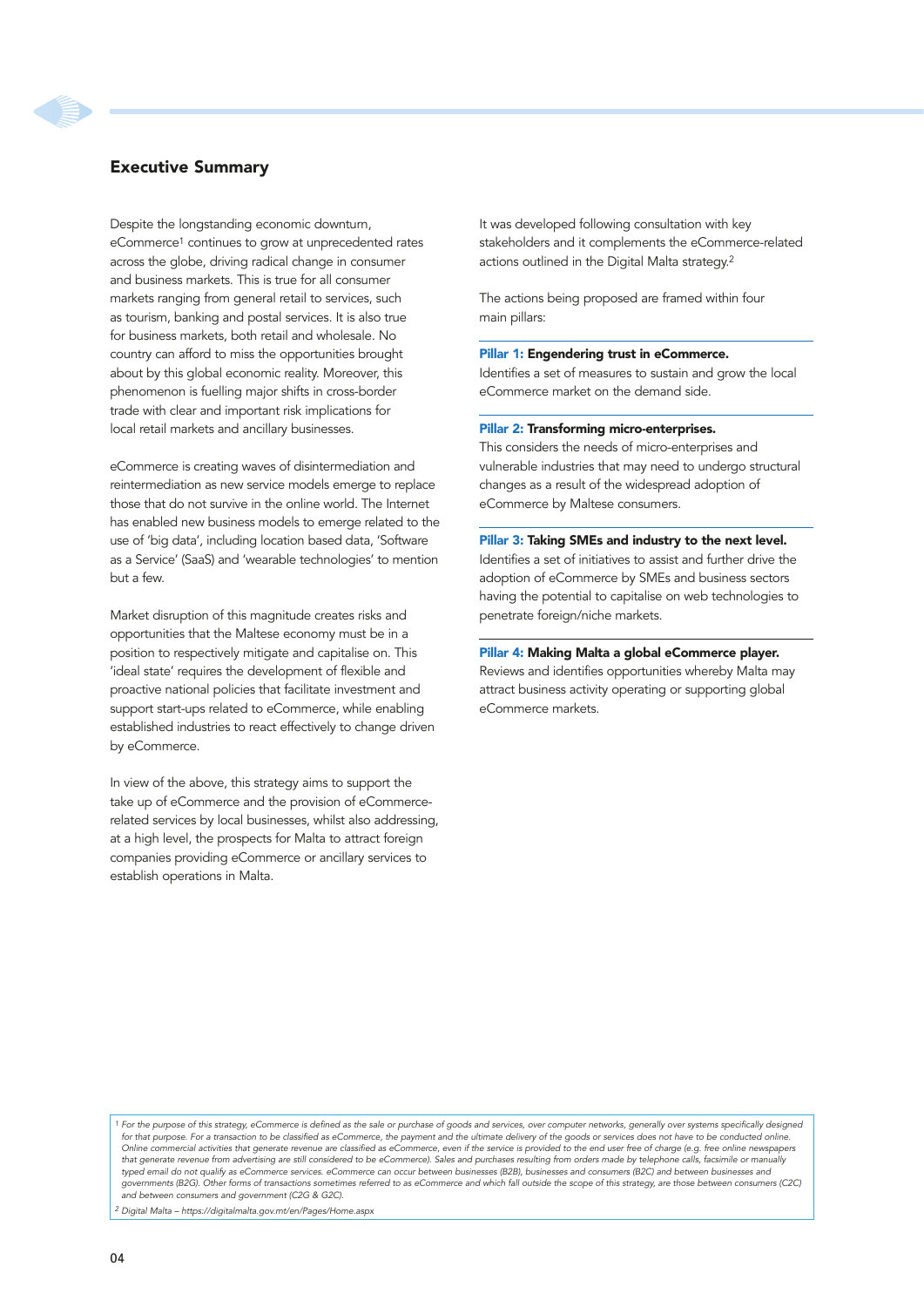## Executive Summary

Despite the longstanding economic downturn, eCommerce[1] continues to grow at unprecedented rates across the globe, driving radical change in consumer and business markets. This is true for all consumer markets ranging from general retail to services, such as tourism, banking and postal services. It is also true for business markets, both retail and wholesale. No country can afford to miss the opportunities brought about by this global economic reality. Moreover, this phenomenon is fuelling major shifts in cross-border trade with clear and important risk implications for local retail markets and ancillary businesses.

eCommerce is creating waves of disintermediation and reintermediation as new service models emerge to replace those that do not survive in the online world. The Internet has enabled new business models to emerge related to the use of 'big data', including location based data, 'Software as a Service' (SaaS) and 'wearable technologies' to mention but a few.

Market disruption of this magnitude creates risks and opportunities that the Maltese economy must be in a position to respectively mitigate and capitalise on. This 'ideal state' requires the development of flexible and proactive national policies that facilitate investment and support start-ups related to eCommerce, while enabling established industries to react effectively to change driven by eCommerce.

In view of the above, this strategy aims to support the take up of eCommerce and the provision of eCommerce-related services by local businesses, whilst also addressing, at a high level, the prospects for Malta to attract foreign companies providing eCommerce or ancillary services to establish operations in Malta.

It was developed following consultation with key stakeholders and it complements the eCommerce-related actions outlined in the Digital Malta strategy.[2]

The actions being proposed are framed within four main pillars:

**Pillar 1: Engendering trust in eCommerce.**
Identifies a set of measures to sustain and grow the local eCommerce market on the demand side.

**Pillar 2: Transforming micro-enterprises.**
This considers the needs of micro-enterprises and vulnerable industries that may need to undergo structural changes as a result of the widespread adoption of eCommerce by Maltese consumers.

**Pillar 3: Taking SMEs and industry to the next level.**
Identifies a set of initiatives to assist and further drive the adoption of eCommerce by SMEs and business sectors having the potential to capitalise on web technologies to penetrate foreign/niche markets.

**Pillar 4: Making Malta a global eCommerce player.**
Reviews and identifies opportunities whereby Malta may attract business activity operating or supporting global eCommerce markets.

---

*[1] For the purpose of this strategy, eCommerce is defined as the sale or purchase of goods and services, over computer networks, generally over systems specifically designed for that purpose. For a transaction to be classified as eCommerce, the payment and the ultimate delivery of the goods or services does not have to be conducted online. Online commercial activities that generate revenue are classified as eCommerce, even if the service is provided to the end user free of charge (e.g. free online newspapers that generate revenue from advertising are still considered to be eCommerce). Sales and purchases resulting from orders made by telephone calls, facsimile or manually typed email do not qualify as eCommerce services. eCommerce can occur between businesses (B2B), businesses and consumers (B2C) and between businesses and governments (B2G). Other forms of transactions sometimes referred to as eCommerce and which fall outside the scope of this strategy, are those between consumers (C2C) and between consumers and government (C2G & G2C).*

*[2] Digital Malta – https://digitalmalta.gov.mt/en/Pages/Home.aspx*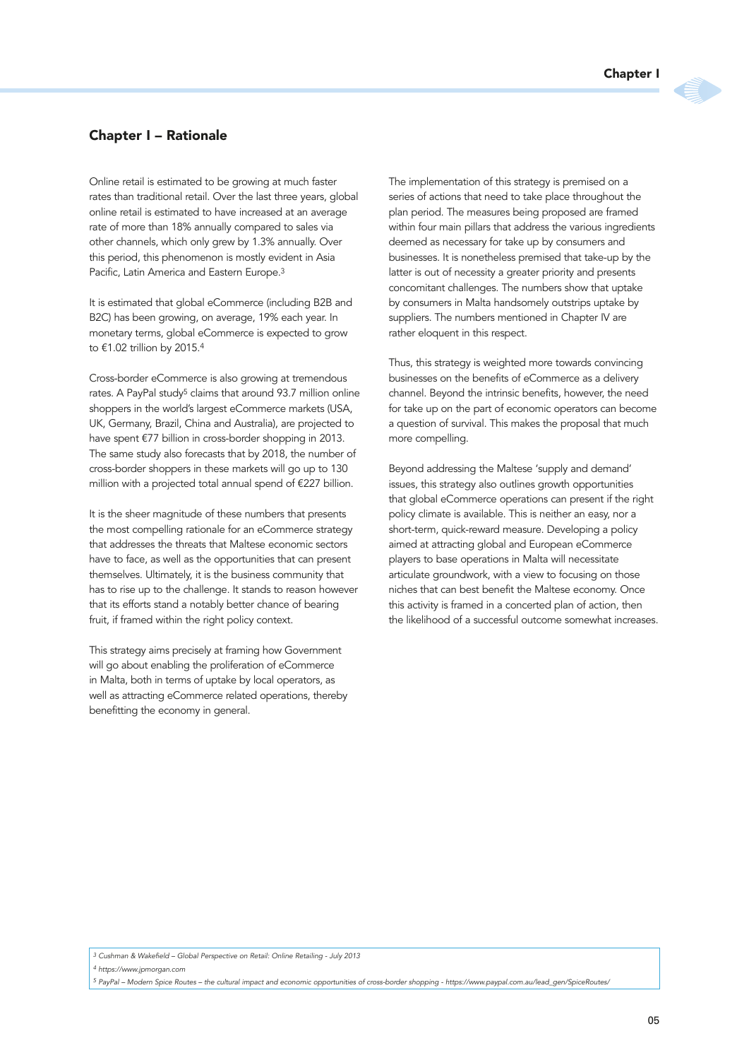## Chapter I – Rationale

Online retail is estimated to be growing at much faster rates than traditional retail. Over the last three years, global online retail is estimated to have increased at an average rate of more than 18% annually compared to sales via other channels, which only grew by 1.3% annually. Over this period, this phenomenon is mostly evident in Asia Pacific, Latin America and Eastern Europe.[3]

It is estimated that global eCommerce (including B2B and B2C) has been growing, on average, 19% each year. In monetary terms, global eCommerce is expected to grow to €1.02 trillion by 2015.[4]

Cross-border eCommerce is also growing at tremendous rates. A PayPal study[5] claims that around 93.7 million online shoppers in the world's largest eCommerce markets (USA, UK, Germany, Brazil, China and Australia), are projected to have spent €77 billion in cross-border shopping in 2013. The same study also forecasts that by 2018, the number of cross-border shoppers in these markets will go up to 130 million with a projected total annual spend of €227 billion.

It is the sheer magnitude of these numbers that presents the most compelling rationale for an eCommerce strategy that addresses the threats that Maltese economic sectors have to face, as well as the opportunities that can present themselves. Ultimately, it is the business community that has to rise up to the challenge. It stands to reason however that its efforts stand a notably better chance of bearing fruit, if framed within the right policy context.

This strategy aims precisely at framing how Government will go about enabling the proliferation of eCommerce in Malta, both in terms of uptake by local operators, as well as attracting eCommerce related operations, thereby benefitting the economy in general.

The implementation of this strategy is premised on a series of actions that need to take place throughout the plan period. The measures being proposed are framed within four main pillars that address the various ingredients deemed as necessary for take up by consumers and businesses. It is nonetheless premised that take-up by the latter is out of necessity a greater priority and presents concomitant challenges. The numbers show that uptake by consumers in Malta handsomely outstrips uptake by suppliers. The numbers mentioned in Chapter IV are rather eloquent in this respect.

Thus, this strategy is weighted more towards convincing businesses on the benefits of eCommerce as a delivery channel. Beyond the intrinsic benefits, however, the need for take up on the part of economic operators can become a question of survival. This makes the proposal that much more compelling.

Beyond addressing the Maltese 'supply and demand' issues, this strategy also outlines growth opportunities that global eCommerce operations can present if the right policy climate is available. This is neither an easy, nor a short-term, quick-reward measure. Developing a policy aimed at attracting global and European eCommerce players to base operations in Malta will necessitate articulate groundwork, with a view to focusing on those niches that can best benefit the Maltese economy. Once this activity is framed in a concerted plan of action, then the likelihood of a successful outcome somewhat increases.

---

[3] *Cushman & Wakefield – Global Perspective on Retail: Online Retailing - July 2013*

[4] *https://www.jpmorgan.com*

[5] *PayPal – Modern Spice Routes – the cultural impact and economic opportunities of cross-border shopping - https://www.paypal.com.au/lead_gen/SpiceRoutes/*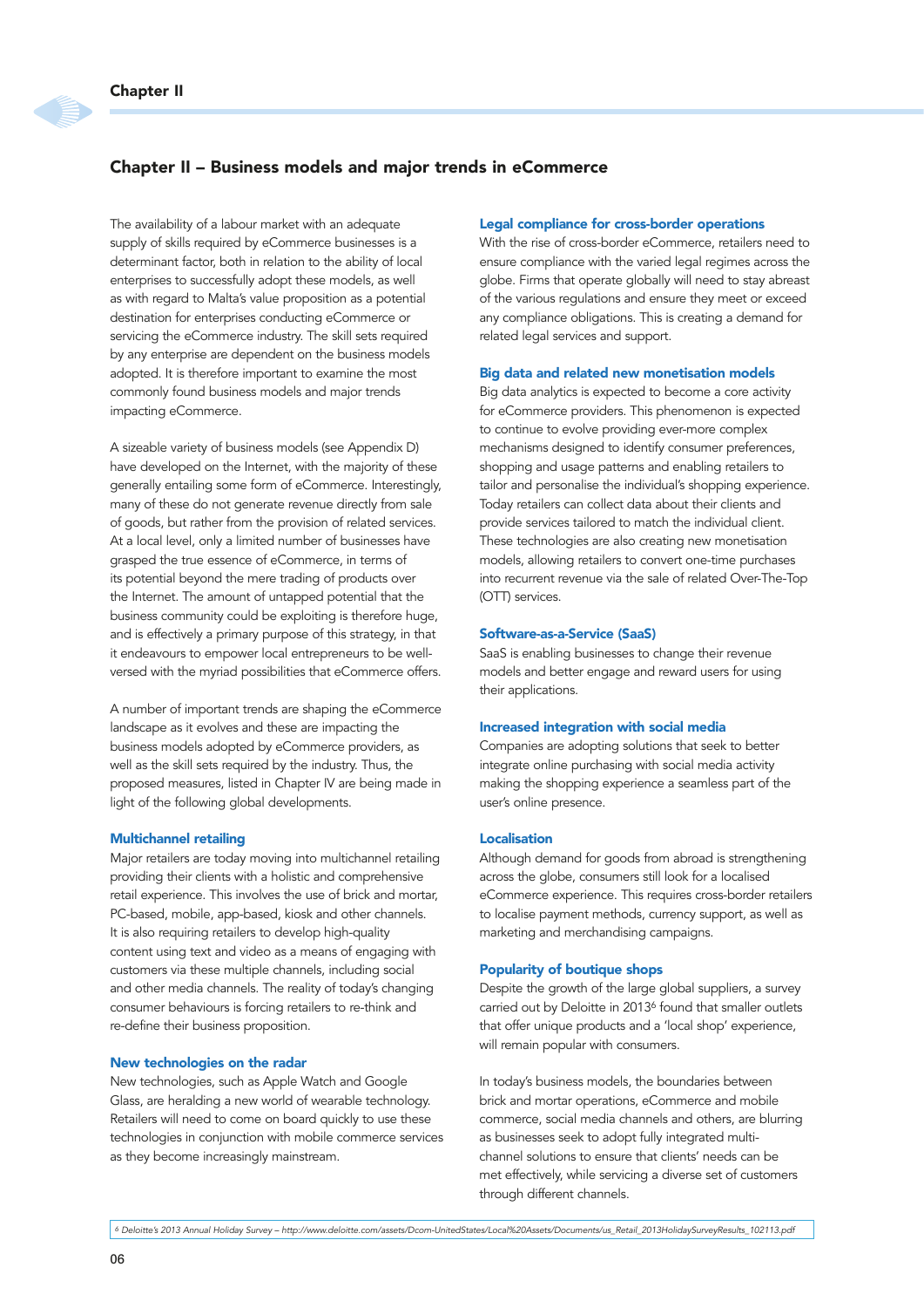## Chapter II – Business models and major trends in eCommerce

The availability of a labour market with an adequate supply of skills required by eCommerce businesses is a determinant factor, both in relation to the ability of local enterprises to successfully adopt these models, as well as with regard to Malta's value proposition as a potential destination for enterprises conducting eCommerce or servicing the eCommerce industry. The skill sets required by any enterprise are dependent on the business models adopted. It is therefore important to examine the most commonly found business models and major trends impacting eCommerce.

A sizeable variety of business models (see Appendix D) have developed on the Internet, with the majority of these generally entailing some form of eCommerce. Interestingly, many of these do not generate revenue directly from sale of goods, but rather from the provision of related services. At a local level, only a limited number of businesses have grasped the true essence of eCommerce, in terms of its potential beyond the mere trading of products over the Internet. The amount of untapped potential that the business community could be exploiting is therefore huge, and is effectively a primary purpose of this strategy, in that it endeavours to empower local entrepreneurs to be well-versed with the myriad possibilities that eCommerce offers.

A number of important trends are shaping the eCommerce landscape as it evolves and these are impacting the business models adopted by eCommerce providers, as well as the skill sets required by the industry. Thus, the proposed measures, listed in Chapter IV are being made in light of the following global developments.

### Multichannel retailing

Major retailers are today moving into multichannel retailing providing their clients with a holistic and comprehensive retail experience. This involves the use of brick and mortar, PC-based, mobile, app-based, kiosk and other channels. It is also requiring retailers to develop high-quality content using text and video as a means of engaging with customers via these multiple channels, including social and other media channels. The reality of today's changing consumer behaviours is forcing retailers to re-think and re-define their business proposition.

### New technologies on the radar

New technologies, such as Apple Watch and Google Glass, are heralding a new world of wearable technology. Retailers will need to come on board quickly to use these technologies in conjunction with mobile commerce services as they become increasingly mainstream.

### Legal compliance for cross-border operations

With the rise of cross-border eCommerce, retailers need to ensure compliance with the varied legal regimes across the globe. Firms that operate globally will need to stay abreast of the various regulations and ensure they meet or exceed any compliance obligations. This is creating a demand for related legal services and support.

### Big data and related new monetisation models

Big data analytics is expected to become a core activity for eCommerce providers. This phenomenon is expected to continue to evolve providing ever-more complex mechanisms designed to identify consumer preferences, shopping and usage patterns and enabling retailers to tailor and personalise the individual's shopping experience. Today retailers can collect data about their clients and provide services tailored to match the individual client. These technologies are also creating new monetisation models, allowing retailers to convert one-time purchases into recurrent revenue via the sale of related Over-The-Top (OTT) services.

### Software-as-a-Service (SaaS)

SaaS is enabling businesses to change their revenue models and better engage and reward users for using their applications.

### Increased integration with social media

Companies are adopting solutions that seek to better integrate online purchasing with social media activity making the shopping experience a seamless part of the user's online presence.

### Localisation

Although demand for goods from abroad is strengthening across the globe, consumers still look for a localised eCommerce experience. This requires cross-border retailers to localise payment methods, currency support, as well as marketing and merchandising campaigns.

### Popularity of boutique shops

Despite the growth of the large global suppliers, a survey carried out by Deloitte in 2013[6] found that smaller outlets that offer unique products and a 'local shop' experience, will remain popular with consumers.

In today's business models, the boundaries between brick and mortar operations, eCommerce and mobile commerce, social media channels and others, are blurring as businesses seek to adopt fully integrated multi-channel solutions to ensure that clients' needs can be met effectively, while servicing a diverse set of customers through different channels.

[6] *Deloitte's 2013 Annual Holiday Survey – http://www.deloitte.com/assets/Dcom-UnitedStates/Local%20Assets/Documents/us_Retail_2013HolidaySurveyResults_102113.pdf*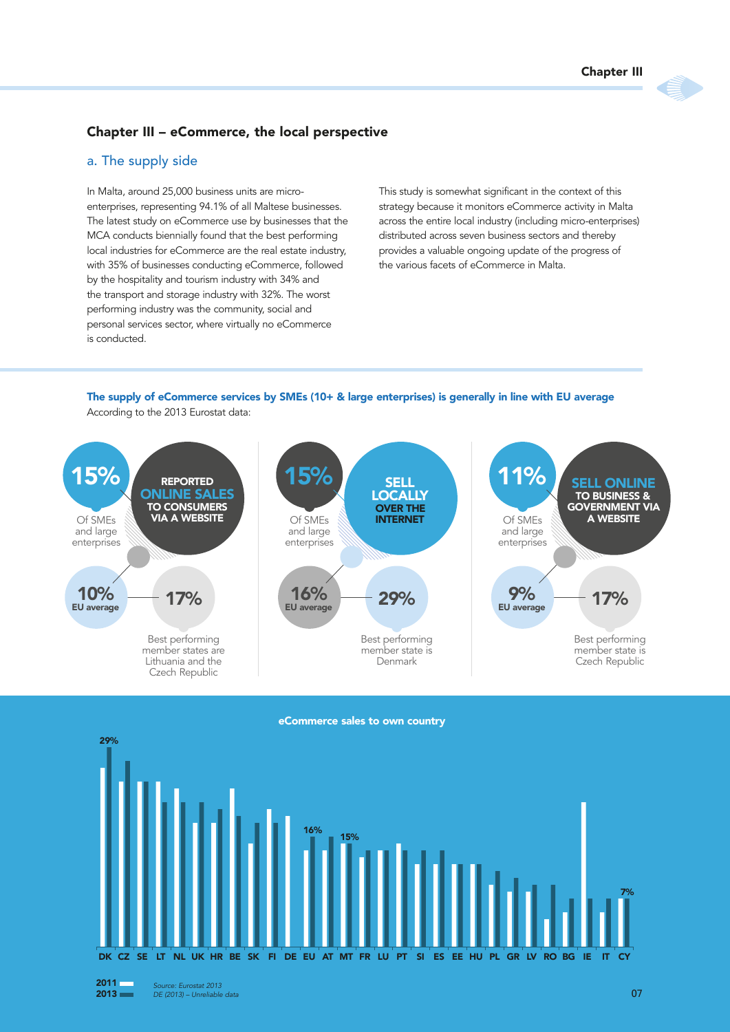## Chapter III – eCommerce, the local perspective

### a. The supply side

In Malta, around 25,000 business units are micro-enterprises, representing 94.1% of all Maltese businesses. The latest study on eCommerce use by businesses that the MCA conducts biennially found that the best performing local industries for eCommerce are the real estate industry, with 35% of businesses conducting eCommerce, followed by the hospitality and tourism industry with 34% and the transport and storage industry with 32%. The worst performing industry was the community, social and personal services sector, where virtually no eCommerce is conducted.

This study is somewhat significant in the context of this strategy because it monitors eCommerce activity in Malta across the entire local industry (including micro-enterprises) distributed across seven business sectors and thereby provides a valuable ongoing update of the progress of the various facets of eCommerce in Malta.

**The supply of eCommerce services by SMEs (10+ & large enterprises) is generally in line with EU average**

According to the 2013 Eurostat data:

15%
Of SMEs and large enterprises
REPORTED ONLINE SALES TO CONSUMERS VIA A WEBSITE
10% EU average
17%
Best performing member states are Lithuania and the Czech Republic

15%
Of SMEs and large enterprises
SELL LOCALLY OVER THE INTERNET
16% EU average
29%
Best performing member state is Denmark

11%
Of SMEs and large enterprises
SELL ONLINE TO BUSINESS & GOVERNMENT VIA A WEBSITE
9% EU average
17%
Best performing member state is Czech Republic

**eCommerce sales to own country**

29%
16%
15%
7%

DK CZ SE LT NL UK HR BE SK FI DE EU AT MT FR LU PT SI ES EE HU PL GR LV RO BG IE IT CY

2011
2013

*Source: Eurostat 2013*
*DE (2013) – Unreliable data*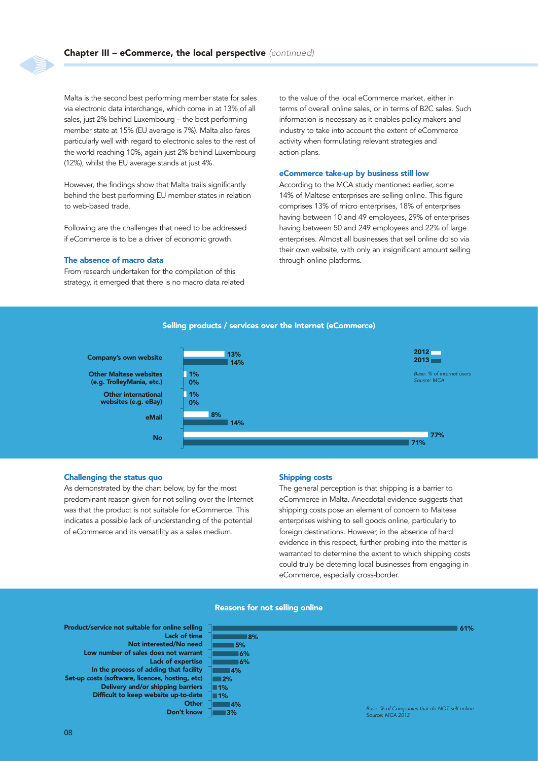Malta is the second best performing member state for sales via electronic data interchange, which come in at 13% of all sales, just 2% behind Luxembourg – the best performing member state at 15% (EU average is 7%). Malta also fares particularly well with regard to electronic sales to the rest of the world reaching 10%, again just 2% behind Luxembourg (12%), whilst the EU average stands at just 4%.

However, the findings show that Malta trails significantly behind the best performing EU member states in relation to web-based trade.

Following are the challenges that need to be addressed if eCommerce is to be a driver of economic growth.

### The absence of macro data

From research undertaken for the compilation of this strategy, it emerged that there is no macro data related to the value of the local eCommerce market, either in terms of overall online sales, or in terms of B2C sales. Such information is necessary as it enables policy makers and industry to take into account the extent of eCommerce activity when formulating relevant strategies and action plans.

### eCommerce take-up by business still low

According to the MCA study mentioned earlier, some 14% of Maltese enterprises are selling online. This figure comprises 13% of micro enterprises, 18% of enterprises having between 10 and 49 employees, 29% of enterprises having between 50 and 249 employees and 22% of large enterprises. Almost all businesses that sell online do so via their own website, with only an insignificant amount selling through online platforms.

**Selling products / services over the Internet (eCommerce)**

2012
2013

*Base: % of internet users*
*Source: MCA*

Company's own website 13% 14%
Other Maltese websites (e.g. TrolleyMania, etc.) 1% 0%
Other international websites (e.g. eBay) 1% 0%
eMail 8% 14%
No 77% 71%

### Challenging the status quo

As demonstrated by the chart below, by far the most predominant reason given for not selling over the Internet was that the product is not suitable for eCommerce. This indicates a possible lack of understanding of the potential of eCommerce and its versatility as a sales medium.

### Shipping costs

The general perception is that shipping is a barrier to eCommerce in Malta. Anecdotal evidence suggests that shipping costs pose an element of concern to Maltese enterprises wishing to sell goods online, particularly to foreign destinations. However, in the absence of hard evidence in this respect, further probing into the matter is warranted to determine the extent to which shipping costs could truly be deterring local businesses from engaging in eCommerce, especially cross-border.

**Reasons for not selling online**

Product/service not suitable for online selling 61%
Lack of time 8%
Not interested/No need 5%
Low number of sales does not warrant 6%
Lack of expertise 6%
In the process of adding that facility 4%
Set-up costs (software, licences, hosting, etc) 2%
Delivery and/or shipping barriers 1%
Difficult to keep website up-to-date 1%
Other 4%
Don't know 3%

*Base: % of Companies that do NOT sell online*
*Source: MCA 2013*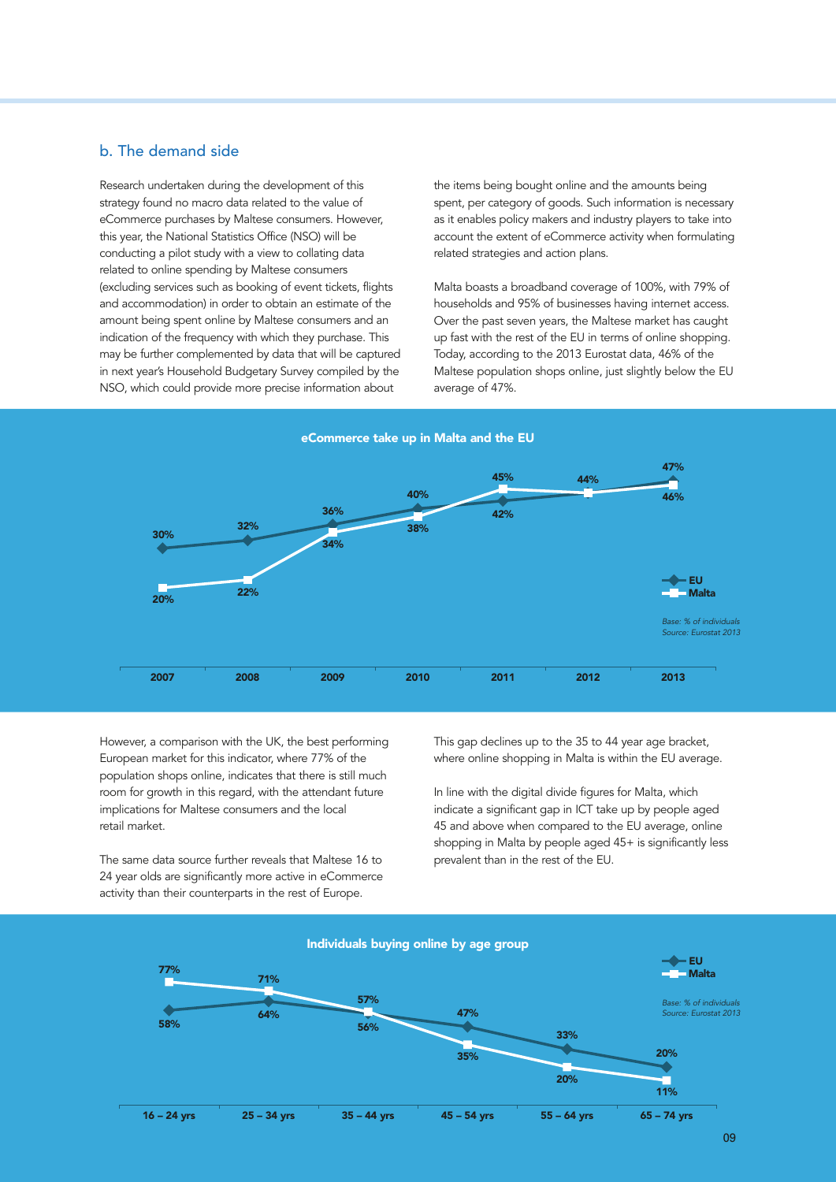## b. The demand side

Research undertaken during the development of this strategy found no macro data related to the value of eCommerce purchases by Maltese consumers. However, this year, the National Statistics Office (NSO) will be conducting a pilot study with a view to collating data related to online spending by Maltese consumers (excluding services such as booking of event tickets, flights and accommodation) in order to obtain an estimate of the amount being spent online by Maltese consumers and an indication of the frequency with which they purchase. This may be further complemented by data that will be captured in next year's Household Budgetary Survey compiled by the NSO, which could provide more precise information about the items being bought online and the amounts being spent, per category of goods. Such information is necessary as it enables policy makers and industry players to take into account the extent of eCommerce activity when formulating related strategies and action plans.

Malta boasts a broadband coverage of 100%, with 79% of households and 95% of businesses having internet access. Over the past seven years, the Maltese market has caught up fast with the rest of the EU in terms of online shopping. Today, according to the 2013 Eurostat data, 46% of the Maltese population shops online, just slightly below the EU average of 47%.

**eCommerce take up in Malta and the EU**

30%
32%
36%
40%
45%
44%
47%
20%
22%
34%
38%
42%
46%

2007
2008
2009
2010
2011
2012
2013

EU
Malta

*Base: % of individuals*
*Source: Eurostat 2013*

However, a comparison with the UK, the best performing European market for this indicator, where 77% of the population shops online, indicates that there is still much room for growth in this regard, with the attendant future implications for Maltese consumers and the local retail market.

The same data source further reveals that Maltese 16 to 24 year olds are significantly more active in eCommerce activity than their counterparts in the rest of Europe. This gap declines up to the 35 to 44 year age bracket, where online shopping in Malta is within the EU average.

In line with the digital divide figures for Malta, which indicate a significant gap in ICT take up by people aged 45 and above when compared to the EU average, online shopping in Malta by people aged 45+ is significantly less prevalent than in the rest of the EU.

**Individuals buying online by age group**

77%
71%
57%
47%
33%
20%
58%
64%
56%
35%
20%
11%

16 – 24 yrs
25 – 34 yrs
35 – 44 yrs
45 – 54 yrs
55 – 64 yrs
65 – 74 yrs

EU
Malta

*Base: % of individuals*
*Source: Eurostat 2013*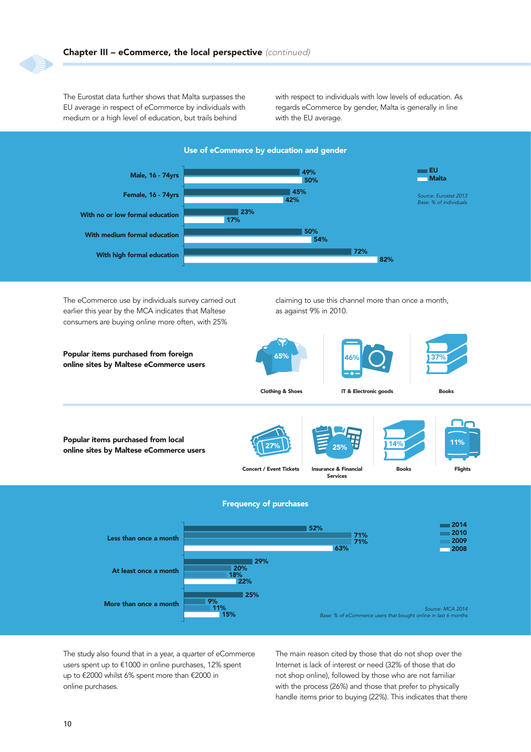The Eurostat data further shows that Malta surpasses the EU average in respect of eCommerce by individuals with medium or a high level of education, but trails behind with respect to individuals with low levels of education. As regards eCommerce by gender, Malta is generally in line with the EU average.

**Use of eCommerce by education and gender**

EU
Malta

Male, 16 - 74yrs
49%
50%

Female, 16 - 74yrs
45%
42%

With no or low formal education
23%
17%

With medium formal education
50%
54%

With high formal education
72%
82%

*Source: Eurostat 2013*
*Base: % of individuals*

The eCommerce use by individuals survey carried out earlier this year by the MCA indicates that Maltese consumers are buying online more often, with 25% claiming to use this channel more than once a month, as against 9% in 2010.

**Popular items purchased from foreign online sites by Maltese eCommerce users**

65%
Clothing & Shoes

46%
IT & Electronic goods

37%
Books

**Popular items purchased from local online sites by Maltese eCommerce users**

27%
Concert / Event Tickets

25%
Insurance & Financial Services

14%
Books

11%
Flights

**Frequency of purchases**

2014
2010
2009
2008

Less than once a month
52%
71%
71%
63%

At least once a month
29%
20%
18%
22%

More than once a month
25%
9%
11%
15%

*Source: MCA 2014*
*Base: % of eCommerce users that bought online in last 6 months*

The study also found that in a year, a quarter of eCommerce users spent up to €1000 in online purchases, 12% spent up to €2000 whilst 6% spent more than €2000 in online purchases.

The main reason cited by those that do not shop over the Internet is lack of interest or need (32% of those that do not shop online), followed by those who are not familiar with the process (26%) and those that prefer to physically handle items prior to buying (22%). This indicates that there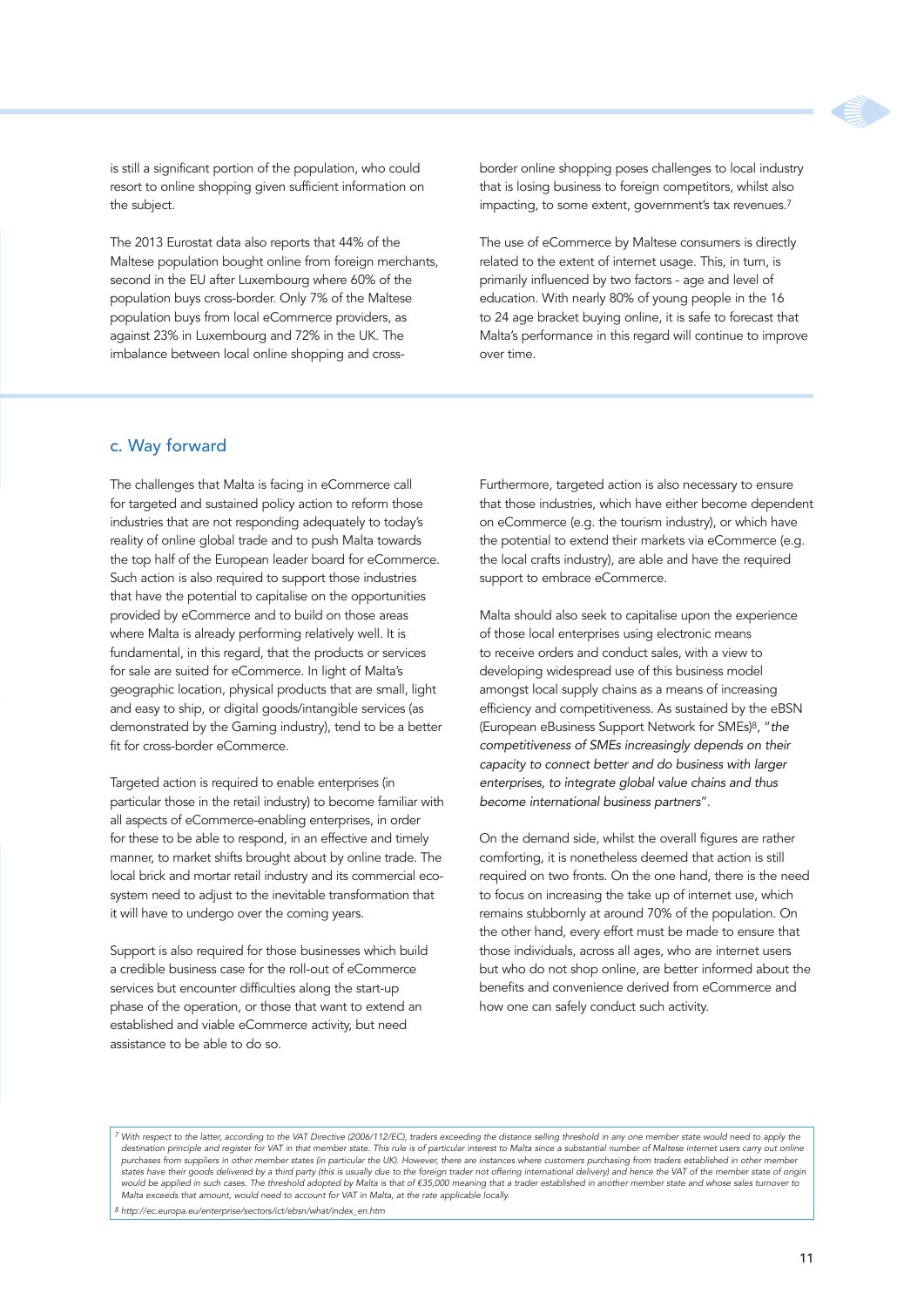is still a significant portion of the population, who could resort to online shopping given sufficient information on the subject.

The 2013 Eurostat data also reports that 44% of the Maltese population bought online from foreign merchants, second in the EU after Luxembourg where 60% of the population buys cross-border. Only 7% of the Maltese population buys from local eCommerce providers, as against 23% in Luxembourg and 72% in the UK. The imbalance between local online shopping and cross-border online shopping poses challenges to local industry that is losing business to foreign competitors, whilst also impacting, to some extent, government's tax revenues.[7]

The use of eCommerce by Maltese consumers is directly related to the extent of internet usage. This, in turn, is primarily influenced by two factors - age and level of education. With nearly 80% of young people in the 16 to 24 age bracket buying online, it is safe to forecast that Malta's performance in this regard will continue to improve over time.

## c. Way forward

The challenges that Malta is facing in eCommerce call for targeted and sustained policy action to reform those industries that are not responding adequately to today's reality of online global trade and to push Malta towards the top half of the European leader board for eCommerce. Such action is also required to support those industries that have the potential to capitalise on the opportunities provided by eCommerce and to build on those areas where Malta is already performing relatively well. It is fundamental, in this regard, that the products or services for sale are suited for eCommerce. In light of Malta's geographic location, physical products that are small, light and easy to ship, or digital goods/intangible services (as demonstrated by the Gaming industry), tend to be a better fit for cross-border eCommerce.

Targeted action is required to enable enterprises (in particular those in the retail industry) to become familiar with all aspects of eCommerce-enabling enterprises, in order for these to be able to respond, in an effective and timely manner, to market shifts brought about by online trade. The local brick and mortar retail industry and its commercial eco-system need to adjust to the inevitable transformation that it will have to undergo over the coming years.

Support is also required for those businesses which build a credible business case for the roll-out of eCommerce services but encounter difficulties along the start-up phase of the operation, or those that want to extend an established and viable eCommerce activity, but need assistance to be able to do so.

Furthermore, targeted action is also necessary to ensure that those industries, which have either become dependent on eCommerce (e.g. the tourism industry), or which have the potential to extend their markets via eCommerce (e.g. the local crafts industry), are able and have the required support to embrace eCommerce.

Malta should also seek to capitalise upon the experience of those local enterprises using electronic means to receive orders and conduct sales, with a view to developing widespread use of this business model amongst local supply chains as a means of increasing efficiency and competitiveness. As sustained by the eBSN (European eBusiness Support Network for SMEs)[8], "*the competitiveness of SMEs increasingly depends on their capacity to connect better and do business with larger enterprises, to integrate global value chains and thus become international business partners*".

On the demand side, whilst the overall figures are rather comforting, it is nonetheless deemed that action is still required on two fronts. On the one hand, there is the need to focus on increasing the take up of internet use, which remains stubbornly at around 70% of the population. On the other hand, every effort must be made to ensure that those individuals, across all ages, who are internet users but who do not shop online, are better informed about the benefits and convenience derived from eCommerce and how one can safely conduct such activity.

---

[7] *With respect to the latter, according to the VAT Directive (2006/112/EC), traders exceeding the distance selling threshold in any one member state would need to apply the destination principle and register for VAT in that member state. This rule is of particular interest to Malta since a substantial number of Maltese internet users carry out online purchases from suppliers in other member states (in particular the UK). However, there are instances where customers purchasing from traders established in other member states have their goods delivered by a third party (this is usually due to the foreign trader not offering international delivery) and hence the VAT of the member state of origin would be applied in such cases. The threshold adopted by Malta is that of €35,000 meaning that a trader established in another member state and whose sales turnover to Malta exceeds that amount, would need to account for VAT in Malta, at the rate applicable locally.*

[8] *http://ec.europa.eu/enterprise/sectors/ict/ebsn/what/index_en.htm*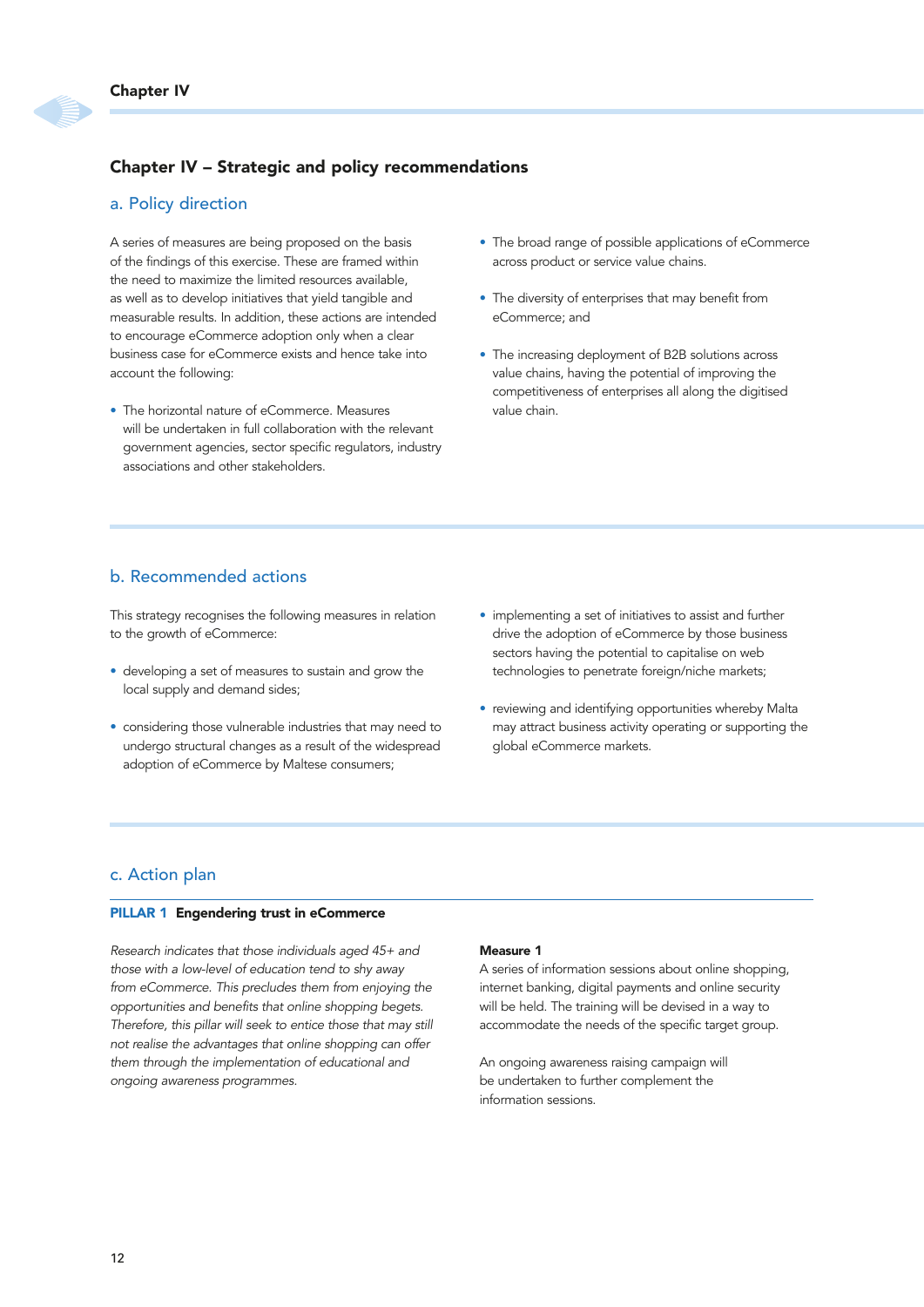## Chapter IV – Strategic and policy recommendations

### a. Policy direction

A series of measures are being proposed on the basis of the findings of this exercise. These are framed within the need to maximize the limited resources available, as well as to develop initiatives that yield tangible and measurable results. In addition, these actions are intended to encourage eCommerce adoption only when a clear business case for eCommerce exists and hence take into account the following:

- The horizontal nature of eCommerce. Measures will be undertaken in full collaboration with the relevant government agencies, sector specific regulators, industry associations and other stakeholders.
- The broad range of possible applications of eCommerce across product or service value chains.
- The diversity of enterprises that may benefit from eCommerce; and
- The increasing deployment of B2B solutions across value chains, having the potential of improving the competitiveness of enterprises all along the digitised value chain.

### b. Recommended actions

This strategy recognises the following measures in relation to the growth of eCommerce:

- developing a set of measures to sustain and grow the local supply and demand sides;
- considering those vulnerable industries that may need to undergo structural changes as a result of the widespread adoption of eCommerce by Maltese consumers;
- implementing a set of initiatives to assist and further drive the adoption of eCommerce by those business sectors having the potential to capitalise on web technologies to penetrate foreign/niche markets;
- reviewing and identifying opportunities whereby Malta may attract business activity operating or supporting the global eCommerce markets.

### c. Action plan

**PILLAR 1 Engendering trust in eCommerce**

*Research indicates that those individuals aged 45+ and those with a low-level of education tend to shy away from eCommerce. This precludes them from enjoying the opportunities and benefits that online shopping begets. Therefore, this pillar will seek to entice those that may still not realise the advantages that online shopping can offer them through the implementation of educational and ongoing awareness programmes.*

**Measure 1**

A series of information sessions about online shopping, internet banking, digital payments and online security will be held. The training will be devised in a way to accommodate the needs of the specific target group.

An ongoing awareness raising campaign will be undertaken to further complement the information sessions.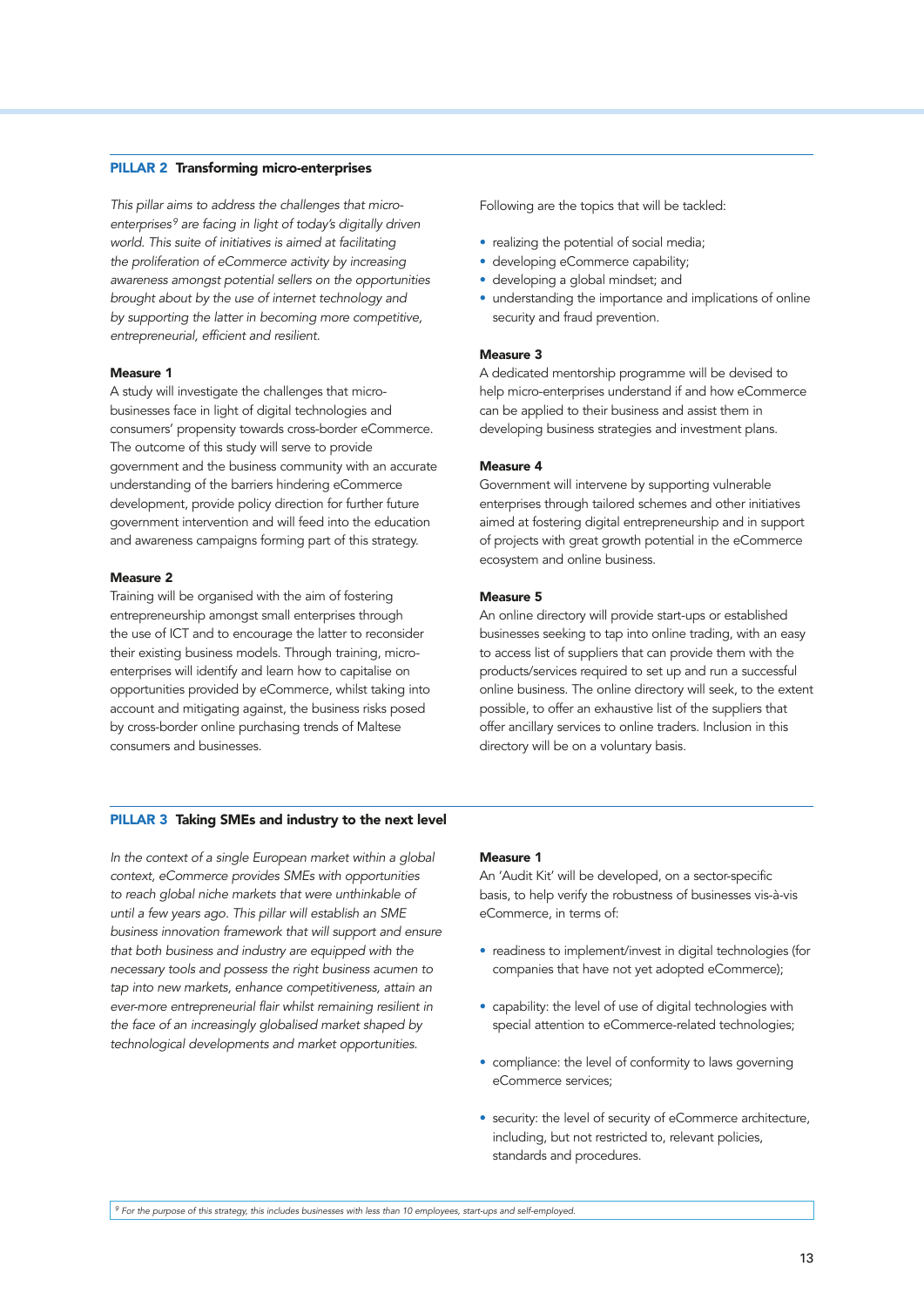## PILLAR 2 Transforming micro-enterprises

*This pillar aims to address the challenges that micro-enterprises[9] are facing in light of today's digitally driven world. This suite of initiatives is aimed at facilitating the proliferation of eCommerce activity by increasing awareness amongst potential sellers on the opportunities brought about by the use of internet technology and by supporting the latter in becoming more competitive, entrepreneurial, efficient and resilient.*

**Measure 1**

A study will investigate the challenges that micro-businesses face in light of digital technologies and consumers' propensity towards cross-border eCommerce. The outcome of this study will serve to provide government and the business community with an accurate understanding of the barriers hindering eCommerce development, provide policy direction for further future government intervention and will feed into the education and awareness campaigns forming part of this strategy.

**Measure 2**

Training will be organised with the aim of fostering entrepreneurship amongst small enterprises through the use of ICT and to encourage the latter to reconsider their existing business models. Through training, micro-enterprises will identify and learn how to capitalise on opportunities provided by eCommerce, whilst taking into account and mitigating against, the business risks posed by cross-border online purchasing trends of Maltese consumers and businesses.

Following are the topics that will be tackled:

- realizing the potential of social media;
- developing eCommerce capability;
- developing a global mindset; and
- understanding the importance and implications of online security and fraud prevention.

**Measure 3**

A dedicated mentorship programme will be devised to help micro-enterprises understand if and how eCommerce can be applied to their business and assist them in developing business strategies and investment plans.

**Measure 4**

Government will intervene by supporting vulnerable enterprises through tailored schemes and other initiatives aimed at fostering digital entrepreneurship and in support of projects with great growth potential in the eCommerce ecosystem and online business.

**Measure 5**

An online directory will provide start-ups or established businesses seeking to tap into online trading, with an easy to access list of suppliers that can provide them with the products/services required to set up and run a successful online business. The online directory will seek, to the extent possible, to offer an exhaustive list of the suppliers that offer ancillary services to online traders. Inclusion in this directory will be on a voluntary basis.

## PILLAR 3 Taking SMEs and industry to the next level

*In the context of a single European market within a global context, eCommerce provides SMEs with opportunities to reach global niche markets that were unthinkable of until a few years ago. This pillar will establish an SME business innovation framework that will support and ensure that both business and industry are equipped with the necessary tools and possess the right business acumen to tap into new markets, enhance competitiveness, attain an ever-more entrepreneurial flair whilst remaining resilient in the face of an increasingly globalised market shaped by technological developments and market opportunities.*

**Measure 1**

An 'Audit Kit' will be developed, on a sector-specific basis, to help verify the robustness of businesses vis-à-vis eCommerce, in terms of:

- readiness to implement/invest in digital technologies (for companies that have not yet adopted eCommerce);
- capability: the level of use of digital technologies with special attention to eCommerce-related technologies;
- compliance: the level of conformity to laws governing eCommerce services;
- security: the level of security of eCommerce architecture, including, but not restricted to, relevant policies, standards and procedures.

---

[9] For the purpose of this strategy, this includes businesses with less than 10 employees, start-ups and self-employed.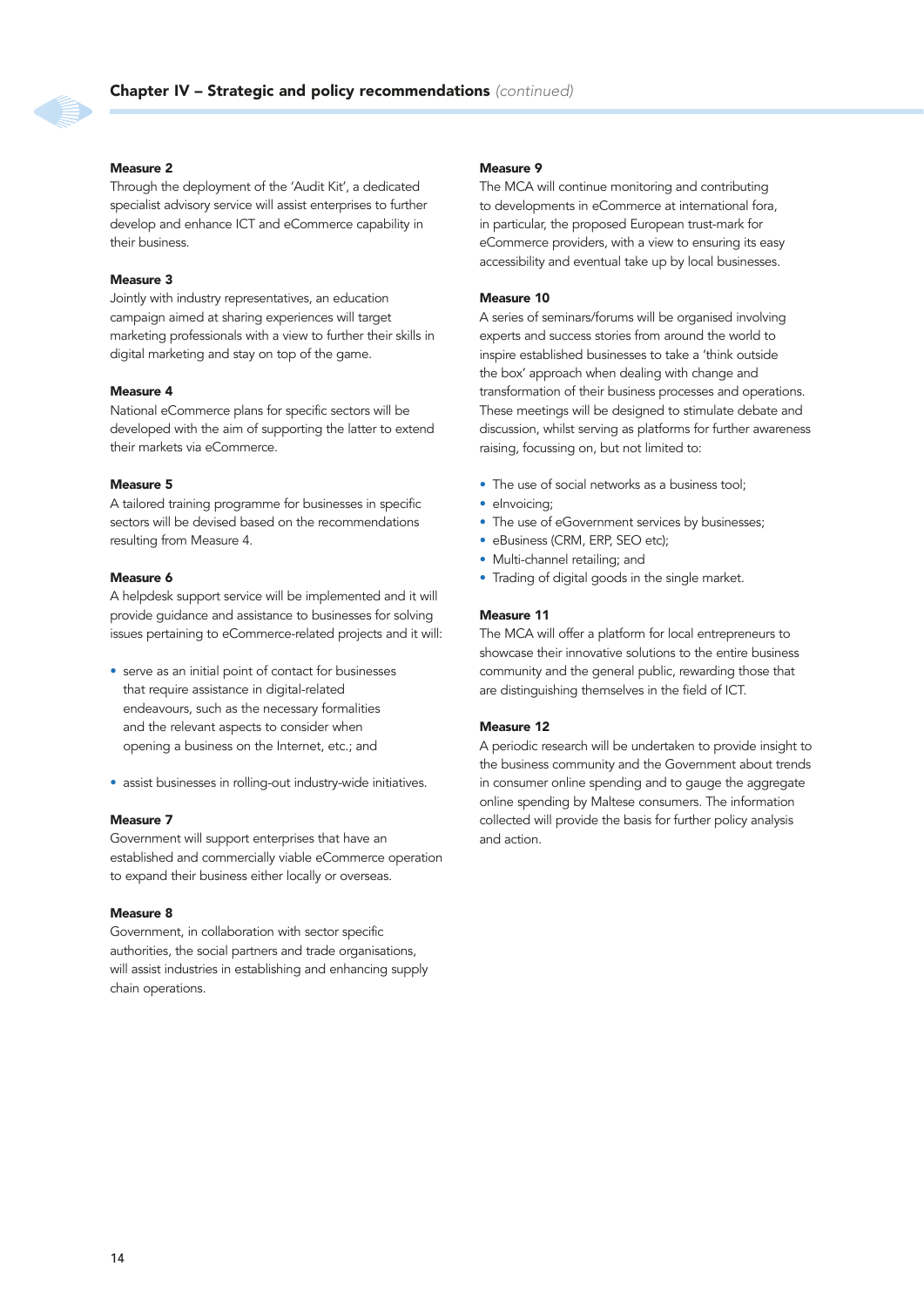#### Measure 2

Through the deployment of the 'Audit Kit', a dedicated specialist advisory service will assist enterprises to further develop and enhance ICT and eCommerce capability in their business.

#### Measure 3

Jointly with industry representatives, an education campaign aimed at sharing experiences will target marketing professionals with a view to further their skills in digital marketing and stay on top of the game.

#### Measure 4

National eCommerce plans for specific sectors will be developed with the aim of supporting the latter to extend their markets via eCommerce.

#### Measure 5

A tailored training programme for businesses in specific sectors will be devised based on the recommendations resulting from Measure 4.

#### Measure 6

A helpdesk support service will be implemented and it will provide guidance and assistance to businesses for solving issues pertaining to eCommerce-related projects and it will:

- serve as an initial point of contact for businesses that require assistance in digital-related endeavours, such as the necessary formalities and the relevant aspects to consider when opening a business on the Internet, etc.; and
- assist businesses in rolling-out industry-wide initiatives.

#### Measure 7

Government will support enterprises that have an established and commercially viable eCommerce operation to expand their business either locally or overseas.

#### Measure 8

Government, in collaboration with sector specific authorities, the social partners and trade organisations, will assist industries in establishing and enhancing supply chain operations.

#### Measure 9

The MCA will continue monitoring and contributing to developments in eCommerce at international fora, in particular, the proposed European trust-mark for eCommerce providers, with a view to ensuring its easy accessibility and eventual take up by local businesses.

#### Measure 10

A series of seminars/forums will be organised involving experts and success stories from around the world to inspire established businesses to take a 'think outside the box' approach when dealing with change and transformation of their business processes and operations. These meetings will be designed to stimulate debate and discussion, whilst serving as platforms for further awareness raising, focussing on, but not limited to:

- The use of social networks as a business tool;
- eInvoicing;
- The use of eGovernment services by businesses;
- eBusiness (CRM, ERP, SEO etc);
- Multi-channel retailing; and
- Trading of digital goods in the single market.

#### Measure 11

The MCA will offer a platform for local entrepreneurs to showcase their innovative solutions to the entire business community and the general public, rewarding those that are distinguishing themselves in the field of ICT.

#### Measure 12

A periodic research will be undertaken to provide insight to the business community and the Government about trends in consumer online spending and to gauge the aggregate online spending by Maltese consumers. The information collected will provide the basis for further policy analysis and action.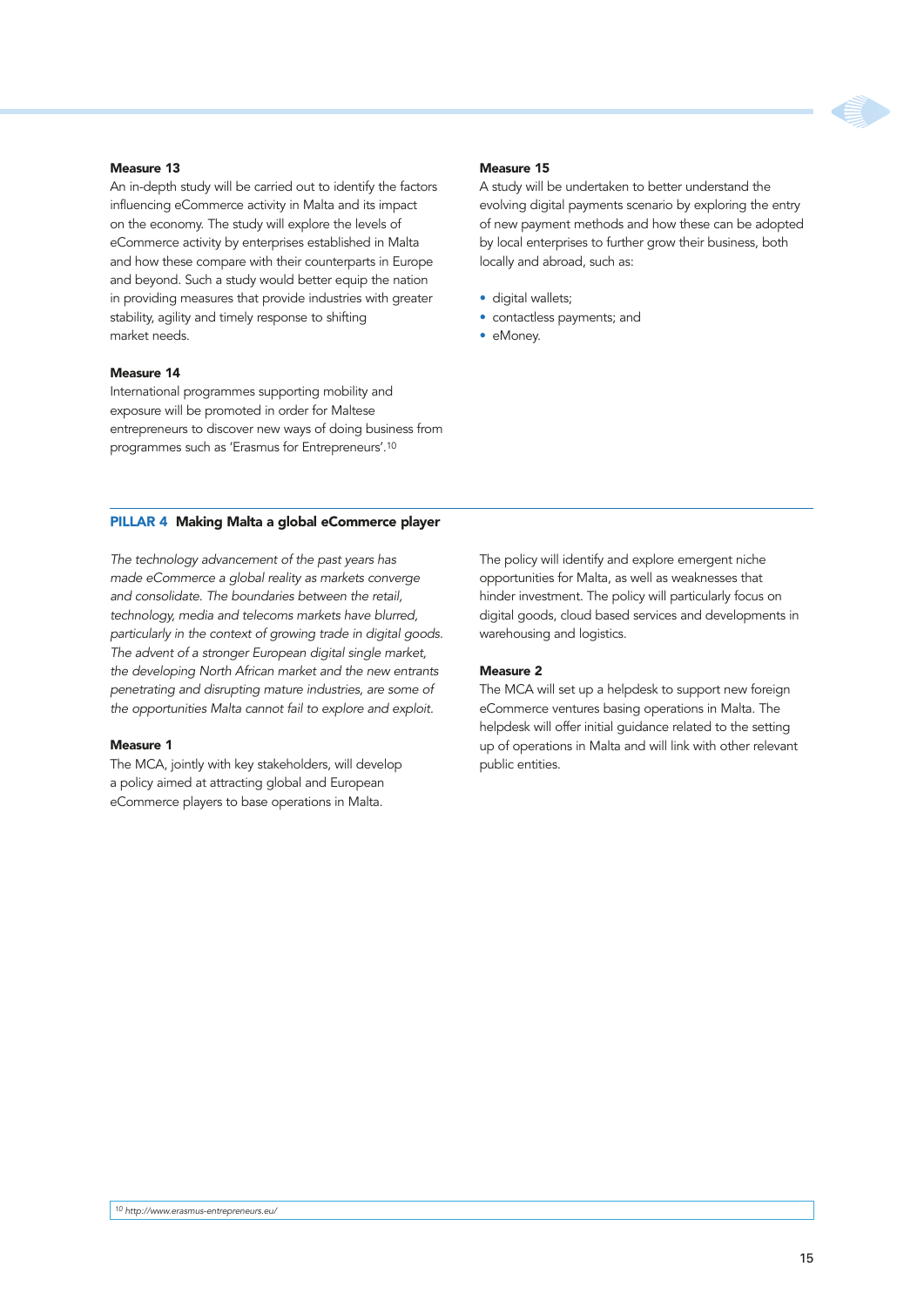### Measure 13

An in-depth study will be carried out to identify the factors influencing eCommerce activity in Malta and its impact on the economy. The study will explore the levels of eCommerce activity by enterprises established in Malta and how these compare with their counterparts in Europe and beyond. Such a study would better equip the nation in providing measures that provide industries with greater stability, agility and timely response to shifting market needs.

### Measure 14

International programmes supporting mobility and exposure will be promoted in order for Maltese entrepreneurs to discover new ways of doing business from programmes such as 'Erasmus for Entrepreneurs'.[10]

### Measure 15

A study will be undertaken to better understand the evolving digital payments scenario by exploring the entry of new payment methods and how these can be adopted by local enterprises to further grow their business, both locally and abroad, such as:

- digital wallets;
- contactless payments; and
- eMoney.

## PILLAR 4 Making Malta a global eCommerce player

*The technology advancement of the past years has made eCommerce a global reality as markets converge and consolidate. The boundaries between the retail, technology, media and telecoms markets have blurred, particularly in the context of growing trade in digital goods. The advent of a stronger European digital single market, the developing North African market and the new entrants penetrating and disrupting mature industries, are some of the opportunities Malta cannot fail to explore and exploit.*

### Measure 1

The MCA, jointly with key stakeholders, will develop a policy aimed at attracting global and European eCommerce players to base operations in Malta.

The policy will identify and explore emergent niche opportunities for Malta, as well as weaknesses that hinder investment. The policy will particularly focus on digital goods, cloud based services and developments in warehousing and logistics.

### Measure 2

The MCA will set up a helpdesk to support new foreign eCommerce ventures basing operations in Malta. The helpdesk will offer initial guidance related to the setting up of operations in Malta and will link with other relevant public entities.

---

[10] http://www.erasmus-entrepreneurs.eu/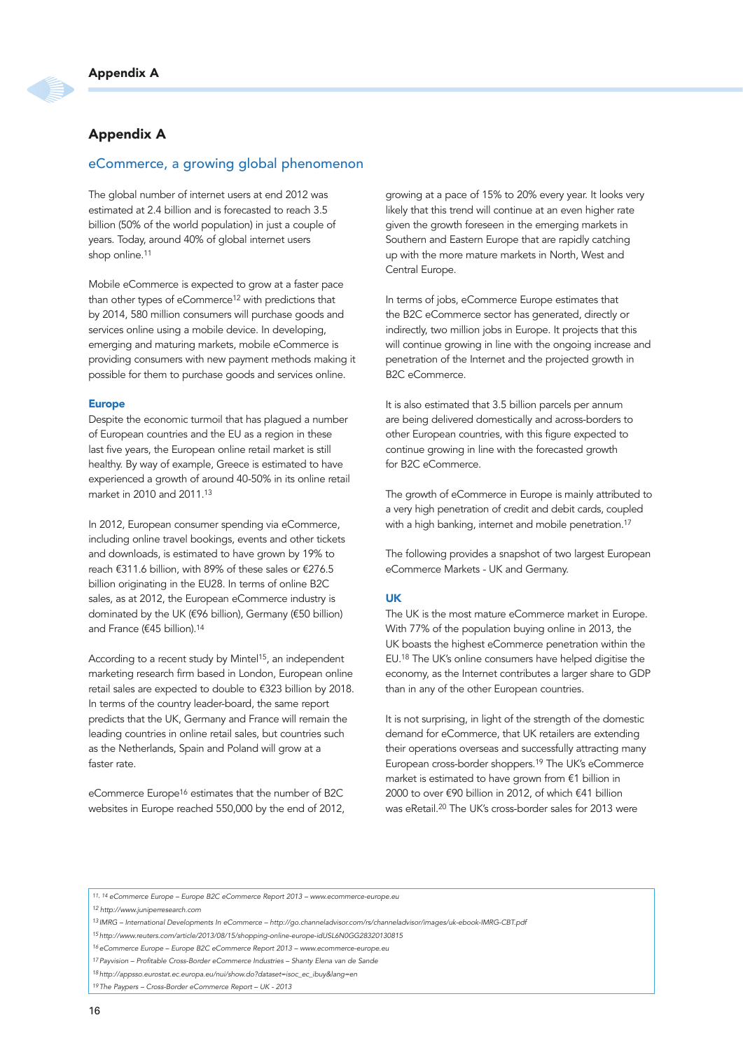## Appendix A

### eCommerce, a growing global phenomenon

The global number of internet users at end 2012 was estimated at 2.4 billion and is forecasted to reach 3.5 billion (50% of the world population) in just a couple of years. Today, around 40% of global internet users shop online.[11]

Mobile eCommerce is expected to grow at a faster pace than other types of eCommerce[12] with predictions that by 2014, 580 million consumers will purchase goods and services online using a mobile device. In developing, emerging and maturing markets, mobile eCommerce is providing consumers with new payment methods making it possible for them to purchase goods and services online.

**Europe**

Despite the economic turmoil that has plagued a number of European countries and the EU as a region in these last five years, the European online retail market is still healthy. By way of example, Greece is estimated to have experienced a growth of around 40-50% in its online retail market in 2010 and 2011.[13]

In 2012, European consumer spending via eCommerce, including online travel bookings, events and other tickets and downloads, is estimated to have grown by 19% to reach €311.6 billion, with 89% of these sales or €276.5 billion originating in the EU28. In terms of online B2C sales, as at 2012, the European eCommerce industry is dominated by the UK (€96 billion), Germany (€50 billion) and France (€45 billion).[14]

According to a recent study by Mintel[15], an independent marketing research firm based in London, European online retail sales are expected to double to €323 billion by 2018. In terms of the country leader-board, the same report predicts that the UK, Germany and France will remain the leading countries in online retail sales, but countries such as the Netherlands, Spain and Poland will grow at a faster rate.

eCommerce Europe[16] estimates that the number of B2C websites in Europe reached 550,000 by the end of 2012, growing at a pace of 15% to 20% every year. It looks very likely that this trend will continue at an even higher rate given the growth foreseen in the emerging markets in Southern and Eastern Europe that are rapidly catching up with the more mature markets in North, West and Central Europe.

In terms of jobs, eCommerce Europe estimates that the B2C eCommerce sector has generated, directly or indirectly, two million jobs in Europe. It projects that this will continue growing in line with the ongoing increase and penetration of the Internet and the projected growth in B2C eCommerce.

It is also estimated that 3.5 billion parcels per annum are being delivered domestically and across-borders to other European countries, with this figure expected to continue growing in line with the forecasted growth for B2C eCommerce.

The growth of eCommerce in Europe is mainly attributed to a very high penetration of credit and debit cards, coupled with a high banking, internet and mobile penetration.[17]

The following provides a snapshot of two largest European eCommerce Markets - UK and Germany.

**UK**

The UK is the most mature eCommerce market in Europe. With 77% of the population buying online in 2013, the UK boasts the highest eCommerce penetration within the EU.[18] The UK's online consumers have helped digitise the economy, as the Internet contributes a larger share to GDP than in any of the other European countries.

It is not surprising, in light of the strength of the domestic demand for eCommerce, that UK retailers are extending their operations overseas and successfully attracting many European cross-border shoppers.[19] The UK's eCommerce market is estimated to have grown from €1 billion in 2000 to over €90 billion in 2012, of which €41 billion was eRetail.[20] The UK's cross-border sales for 2013 were

---

[11, 14] *eCommerce Europe – Europe B2C eCommerce Report 2013 – www.ecommerce-europe.eu*

[12] *http://www.juniperresearch.com*

[13] *IMRG – International Developments In eCommerce – http://go.channeladvisor.com/rs/channeladvisor/images/uk-ebook-IMRG-CBT.pdf*

[15] *http://www.reuters.com/article/2013/08/15/shopping-online-europe-idUSL6N0GG28320130815*

[16] *eCommerce Europe – Europe B2C eCommerce Report 2013 – www.ecommerce-europe.eu*

[17] *Payvision – Profitable Cross-Border eCommerce Industries – Shanty Elena van de Sande*

[18] *http://appsso.eurostat.ec.europa.eu/nui/show.do?dataset=isoc_ec_ibuy&lang=en*

[19] *The Paypers – Cross-Border eCommerce Report – UK - 2013*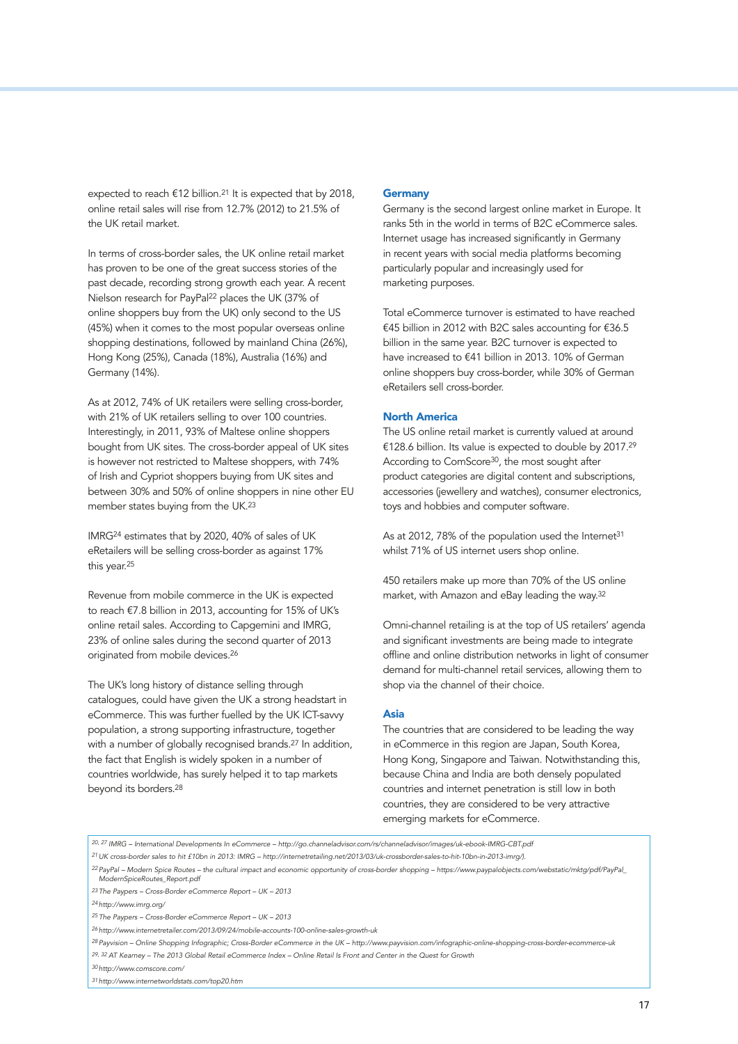expected to reach €12 billion.[21] It is expected that by 2018, online retail sales will rise from 12.7% (2012) to 21.5% of the UK retail market.

In terms of cross-border sales, the UK online retail market has proven to be one of the great success stories of the past decade, recording strong growth each year. A recent Nielson research for PayPal[22] places the UK (37% of online shoppers buy from the UK) only second to the US (45%) when it comes to the most popular overseas online shopping destinations, followed by mainland China (26%), Hong Kong (25%), Canada (18%), Australia (16%) and Germany (14%).

As at 2012, 74% of UK retailers were selling cross-border, with 21% of UK retailers selling to over 100 countries. Interestingly, in 2011, 93% of Maltese online shoppers bought from UK sites. The cross-border appeal of UK sites is however not restricted to Maltese shoppers, with 74% of Irish and Cypriot shoppers buying from UK sites and between 30% and 50% of online shoppers in nine other EU member states buying from the UK.[23]

IMRG[24] estimates that by 2020, 40% of sales of UK eRetailers will be selling cross-border as against 17% this year.[25]

Revenue from mobile commerce in the UK is expected to reach €7.8 billion in 2013, accounting for 15% of UK's online retail sales. According to Capgemini and IMRG, 23% of online sales during the second quarter of 2013 originated from mobile devices.[26]

The UK's long history of distance selling through catalogues, could have given the UK a strong headstart in eCommerce. This was further fuelled by the UK ICT-savvy population, a strong supporting infrastructure, together with a number of globally recognised brands.[27] In addition, the fact that English is widely spoken in a number of countries worldwide, has surely helped it to tap markets beyond its borders.[28]

### Germany

Germany is the second largest online market in Europe. It ranks 5th in the world in terms of B2C eCommerce sales. Internet usage has increased significantly in Germany in recent years with social media platforms becoming particularly popular and increasingly used for marketing purposes.

Total eCommerce turnover is estimated to have reached €45 billion in 2012 with B2C sales accounting for €36.5 billion in the same year. B2C turnover is expected to have increased to €41 billion in 2013. 10% of German online shoppers buy cross-border, while 30% of German eRetailers sell cross-border.

### North America

The US online retail market is currently valued at around €128.6 billion. Its value is expected to double by 2017.[29] According to ComScore[30], the most sought after product categories are digital content and subscriptions, accessories (jewellery and watches), consumer electronics, toys and hobbies and computer software.

As at 2012, 78% of the population used the Internet[31] whilst 71% of US internet users shop online.

450 retailers make up more than 70% of the US online market, with Amazon and eBay leading the way.[32]

Omni-channel retailing is at the top of US retailers' agenda and significant investments are being made to integrate offline and online distribution networks in light of consumer demand for multi-channel retail services, allowing them to shop via the channel of their choice.

### Asia

The countries that are considered to be leading the way in eCommerce in this region are Japan, South Korea, Hong Kong, Singapore and Taiwan. Notwithstanding this, because China and India are both densely populated countries and internet penetration is still low in both countries, they are considered to be very attractive emerging markets for eCommerce.

---

[20, 27] *IMRG – International Developments In eCommerce – http://go.channeladvisor.com/rs/channeladvisor/images/uk-ebook-IMRG-CBT.pdf*

[21] *UK cross-border sales to hit £10bn in 2013: IMRG – http://internetretailing.net/2013/03/uk-crossborder-sales-to-hit-10bn-in-2013-imrg/).*

[22] *PayPal – Modern Spice Routes – the cultural impact and economic opportunity of cross-border shopping – https://www.paypalobjects.com/webstatic/mktg/pdf/PayPal_ModernSpiceRoutes_Report.pdf*

[23] *The Paypers – Cross-Border eCommerce Report – UK – 2013*

[24] *http://www.imrg.org/*

[25] *The Paypers – Cross-Border eCommerce Report – UK – 2013*

[26] *http://www.internetretailer.com/2013/09/24/mobile-accounts-100-online-sales-growth-uk*

[28] *Payvision – Online Shopping Infographic; Cross-Border eCommerce in the UK – http://www.payvision.com/infographic-online-shopping-cross-border-ecommerce-uk*

[29, 32] *AT Kearney – The 2013 Global Retail eCommerce Index – Online Retail Is Front and Center in the Quest for Growth*

[30] *http://www.comscore.com/*

[31] *http://www.internetworldstats.com/top20.htm*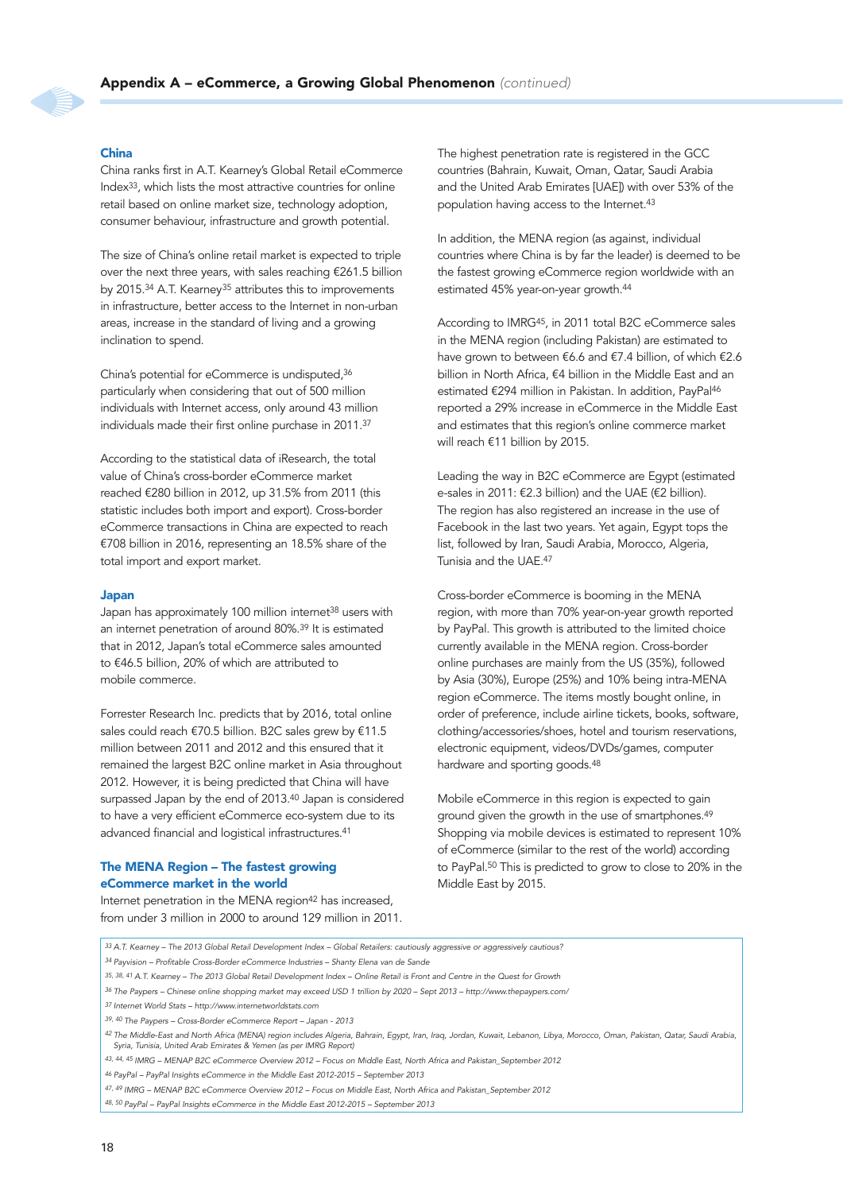## China

China ranks first in A.T. Kearney's Global Retail eCommerce Index[33], which lists the most attractive countries for online retail based on online market size, technology adoption, consumer behaviour, infrastructure and growth potential.

The size of China's online retail market is expected to triple over the next three years, with sales reaching €261.5 billion by 2015.[34] A.T. Kearney[35] attributes this to improvements in infrastructure, better access to the Internet in non-urban areas, increase in the standard of living and a growing inclination to spend.

China's potential for eCommerce is undisputed,[36] particularly when considering that out of 500 million individuals with Internet access, only around 43 million individuals made their first online purchase in 2011.[37]

According to the statistical data of iResearch, the total value of China's cross-border eCommerce market reached €280 billion in 2012, up 31.5% from 2011 (this statistic includes both import and export). Cross-border eCommerce transactions in China are expected to reach €708 billion in 2016, representing an 18.5% share of the total import and export market.

## Japan

Japan has approximately 100 million internet[38] users with an internet penetration of around 80%.[39] It is estimated that in 2012, Japan's total eCommerce sales amounted to €46.5 billion, 20% of which are attributed to mobile commerce.

Forrester Research Inc. predicts that by 2016, total online sales could reach €70.5 billion. B2C sales grew by €11.5 million between 2011 and 2012 and this ensured that it remained the largest B2C online market in Asia throughout 2012. However, it is being predicted that China will have surpassed Japan by the end of 2013.[40] Japan is considered to have a very efficient eCommerce eco-system due to its advanced financial and logistical infrastructures.[41]

## The MENA Region – The fastest growing eCommerce market in the world

Internet penetration in the MENA region[42] has increased, from under 3 million in 2000 to around 129 million in 2011. The highest penetration rate is registered in the GCC countries (Bahrain, Kuwait, Oman, Qatar, Saudi Arabia and the United Arab Emirates [UAE]) with over 53% of the population having access to the Internet.[43]

In addition, the MENA region (as against, individual countries where China is by far the leader) is deemed to be the fastest growing eCommerce region worldwide with an estimated 45% year-on-year growth.[44]

According to IMRG[45], in 2011 total B2C eCommerce sales in the MENA region (including Pakistan) are estimated to have grown to between €6.6 and €7.4 billion, of which €2.6 billion in North Africa, €4 billion in the Middle East and an estimated €294 million in Pakistan. In addition, PayPal[46] reported a 29% increase in eCommerce in the Middle East and estimates that this region's online commerce market will reach €11 billion by 2015.

Leading the way in B2C eCommerce are Egypt (estimated e-sales in 2011: €2.3 billion) and the UAE (€2 billion). The region has also registered an increase in the use of Facebook in the last two years. Yet again, Egypt tops the list, followed by Iran, Saudi Arabia, Morocco, Algeria, Tunisia and the UAE.[47]

Cross-border eCommerce is booming in the MENA region, with more than 70% year-on-year growth reported by PayPal. This growth is attributed to the limited choice currently available in the MENA region. Cross-border online purchases are mainly from the US (35%), followed by Asia (30%), Europe (25%) and 10% being intra-MENA region eCommerce. The items mostly bought online, in order of preference, include airline tickets, books, software, clothing/accessories/shoes, hotel and tourism reservations, electronic equipment, videos/DVDs/games, computer hardware and sporting goods.[48]

Mobile eCommerce in this region is expected to gain ground given the growth in the use of smartphones.[49] Shopping via mobile devices is estimated to represent 10% of eCommerce (similar to the rest of the world) according to PayPal.[50] This is predicted to grow to close to 20% in the Middle East by 2015.

---

*[33] A.T. Kearney – The 2013 Global Retail Development Index – Global Retailers: cautiously aggressive or aggressively cautious?*

*[34] Payvision – Profitable Cross-Border eCommerce Industries – Shanty Elena van de Sande*

*[35, 38, 41] A.T. Kearney – The 2013 Global Retail Development Index – Online Retail is Front and Centre in the Quest for Growth*

*[36] The Paypers – Chinese online shopping market may exceed USD 1 trillion by 2020 – Sept 2013 – http://www.thepaypers.com/*

*[37] Internet World Stats – http://www.internetworldstats.com*

*[39, 40] The Paypers – Cross-Border eCommerce Report – Japan - 2013*

*[42] The Middle-East and North Africa (MENA) region includes Algeria, Bahrain, Egypt, Iran, Iraq, Jordan, Kuwait, Lebanon, Libya, Morocco, Oman, Pakistan, Qatar, Saudi Arabia, Syria, Tunisia, United Arab Emirates & Yemen (as per IMRG Report)*

*[43, 44, 45] IMRG – MENAP B2C eCommerce Overview 2012 – Focus on Middle East, North Africa and Pakistan_September 2012*

*[46] PayPal – PayPal Insights eCommerce in the Middle East 2012-2015 – September 2013*

*[47, 49] IMRG – MENAP B2C eCommerce Overview 2012 – Focus on Middle East, North Africa and Pakistan_September 2012*

*[48, 50] PayPal – PayPal Insights eCommerce in the Middle East 2012-2015 – September 2013*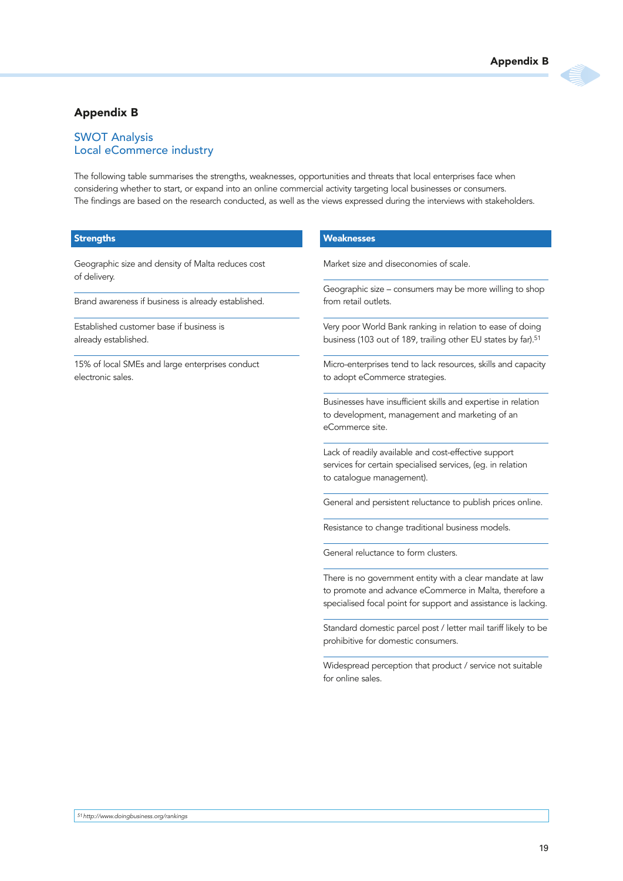# Appendix B

## SWOT Analysis
## Local eCommerce industry

The following table summarises the strengths, weaknesses, opportunities and threats that local enterprises face when considering whether to start, or expand into an online commercial activity targeting local businesses or consumers. The findings are based on the research conducted, as well as the views expressed during the interviews with stakeholders.

| Strengths | Weaknesses |
|---|---|
| Geographic size and density of Malta reduces cost of delivery. | Market size and diseconomies of scale. |
| Brand awareness if business is already established. | Geographic size – consumers may be more willing to shop from retail outlets. |
| Established customer base if business is already established. | Very poor World Bank ranking in relation to ease of doing business (103 out of 189, trailing other EU states by far).[51] |
| 15% of local SMEs and large enterprises conduct electronic sales. | Micro-enterprises tend to lack resources, skills and capacity to adopt eCommerce strategies. |
| | Businesses have insufficient skills and expertise in relation to development, management and marketing of an eCommerce site. |
| | Lack of readily available and cost-effective support services for certain specialised services, (eg. in relation to catalogue management). |
| | General and persistent reluctance to publish prices online. |
| | Resistance to change traditional business models. |
| | General reluctance to form clusters. |
| | There is no government entity with a clear mandate at law to promote and advance eCommerce in Malta, therefore a specialised focal point for support and assistance is lacking. |
| | Standard domestic parcel post / letter mail tariff likely to be prohibitive for domestic consumers. |
| | Widespread perception that product / service not suitable for online sales. |

[51] *http://www.doingbusiness.org/rankings*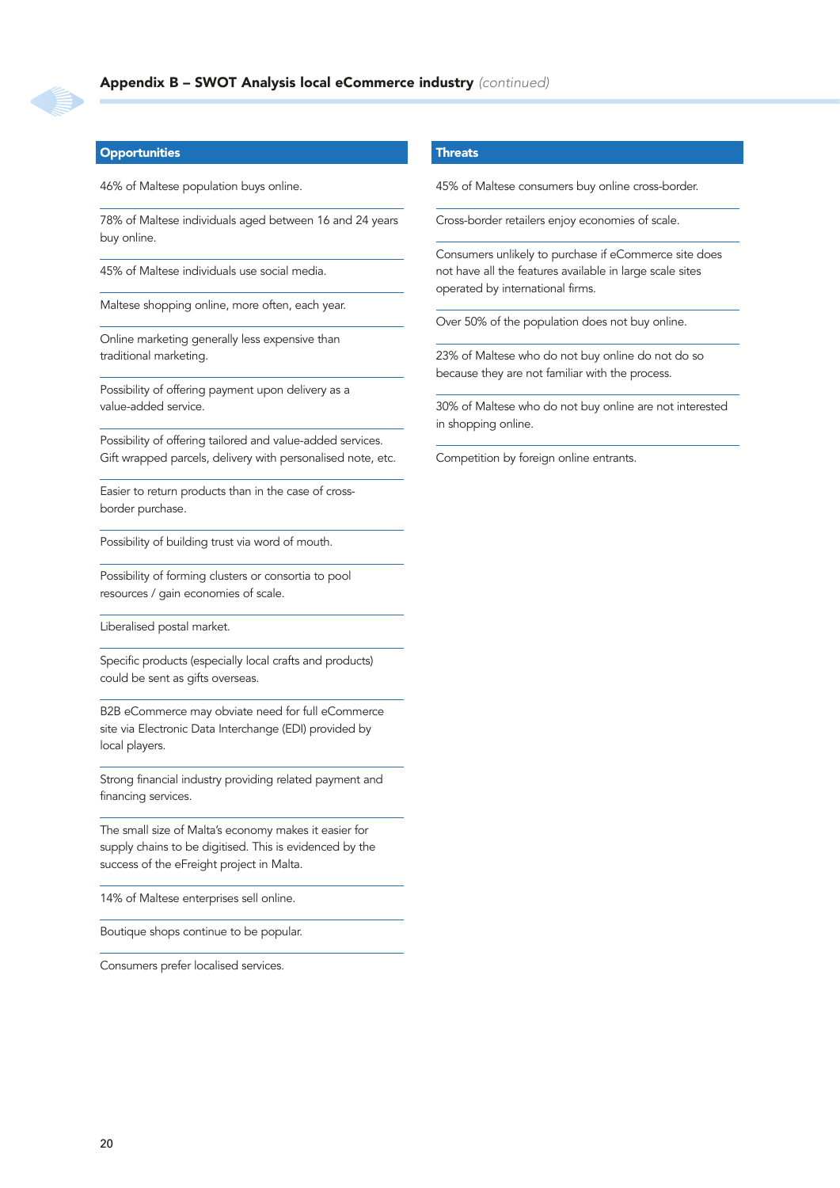## Appendix B – SWOT Analysis local eCommerce industry *(continued)*

### Opportunities

- 46% of Maltese population buys online.
- 78% of Maltese individuals aged between 16 and 24 years buy online.
- 45% of Maltese individuals use social media.
- Maltese shopping online, more often, each year.
- Online marketing generally less expensive than traditional marketing.
- Possibility of offering payment upon delivery as a value-added service.
- Possibility of offering tailored and value-added services. Gift wrapped parcels, delivery with personalised note, etc.
- Easier to return products than in the case of cross-border purchase.
- Possibility of building trust via word of mouth.
- Possibility of forming clusters or consortia to pool resources / gain economies of scale.
- Liberalised postal market.
- Specific products (especially local crafts and products) could be sent as gifts overseas.
- B2B eCommerce may obviate need for full eCommerce site via Electronic Data Interchange (EDI) provided by local players.
- Strong financial industry providing related payment and financing services.
- The small size of Malta's economy makes it easier for supply chains to be digitised. This is evidenced by the success of the eFreight project in Malta.
- 14% of Maltese enterprises sell online.
- Boutique shops continue to be popular.
- Consumers prefer localised services.

### Threats

- 45% of Maltese consumers buy online cross-border.
- Cross-border retailers enjoy economies of scale.
- Consumers unlikely to purchase if eCommerce site does not have all the features available in large scale sites operated by international firms.
- Over 50% of the population does not buy online.
- 23% of Maltese who do not buy online do not do so because they are not familiar with the process.
- 30% of Maltese who do not buy online are not interested in shopping online.
- Competition by foreign online entrants.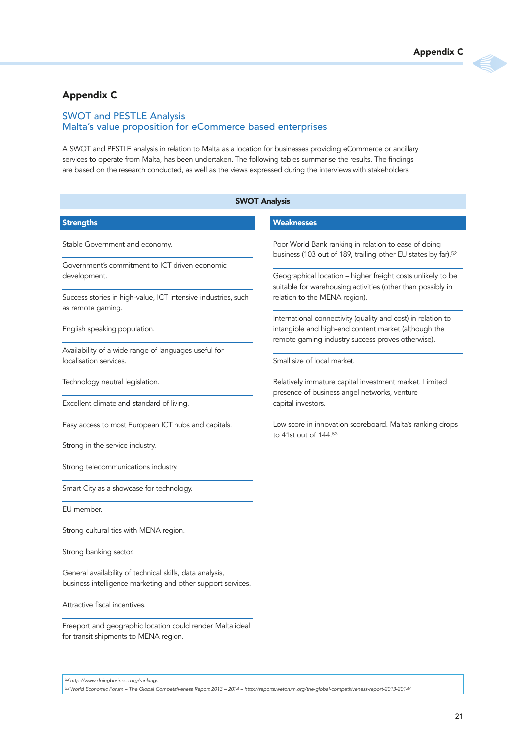# Appendix C

## SWOT and PESTLE Analysis
## Malta's value proposition for eCommerce based enterprises

A SWOT and PESTLE analysis in relation to Malta as a location for businesses providing eCommerce or ancillary services to operate from Malta, has been undertaken. The following tables summarise the results. The findings are based on the research conducted, as well as the views expressed during the interviews with stakeholders.

**SWOT Analysis**

| Strengths | Weaknesses |
|---|---|
| Stable Government and economy. | Poor World Bank ranking in relation to ease of doing business (103 out of 189, trailing other EU states by far).[52] |
| Government's commitment to ICT driven economic development. | Geographical location – higher freight costs unlikely to be suitable for warehousing activities (other than possibly in relation to the MENA region). |
| Success stories in high-value, ICT intensive industries, such as remote gaming. | International connectivity (quality and cost) in relation to intangible and high-end content market (although the remote gaming industry success proves otherwise). |
| English speaking population. | Small size of local market. |
| Availability of a wide range of languages useful for localisation services. | Relatively immature capital investment market. Limited presence of business angel networks, venture capital investors. |
| Technology neutral legislation. | Low score in innovation scoreboard. Malta's ranking drops to 41st out of 144.[53] |
| Excellent climate and standard of living. | |
| Easy access to most European ICT hubs and capitals. | |
| Strong in the service industry. | |
| Strong telecommunications industry. | |
| Smart City as a showcase for technology. | |
| EU member. | |
| Strong cultural ties with MENA region. | |
| Strong banking sector. | |
| General availability of technical skills, data analysis, business intelligence marketing and other support services. | |
| Attractive fiscal incentives. | |
| Freeport and geographic location could render Malta ideal for transit shipments to MENA region. | |

[52] http://www.doingbusiness.org/rankings
[53] World Economic Forum – The Global Competitiveness Report 2013 – 2014 – http://reports.weforum.org/the-global-competitiveness-report-2013-2014/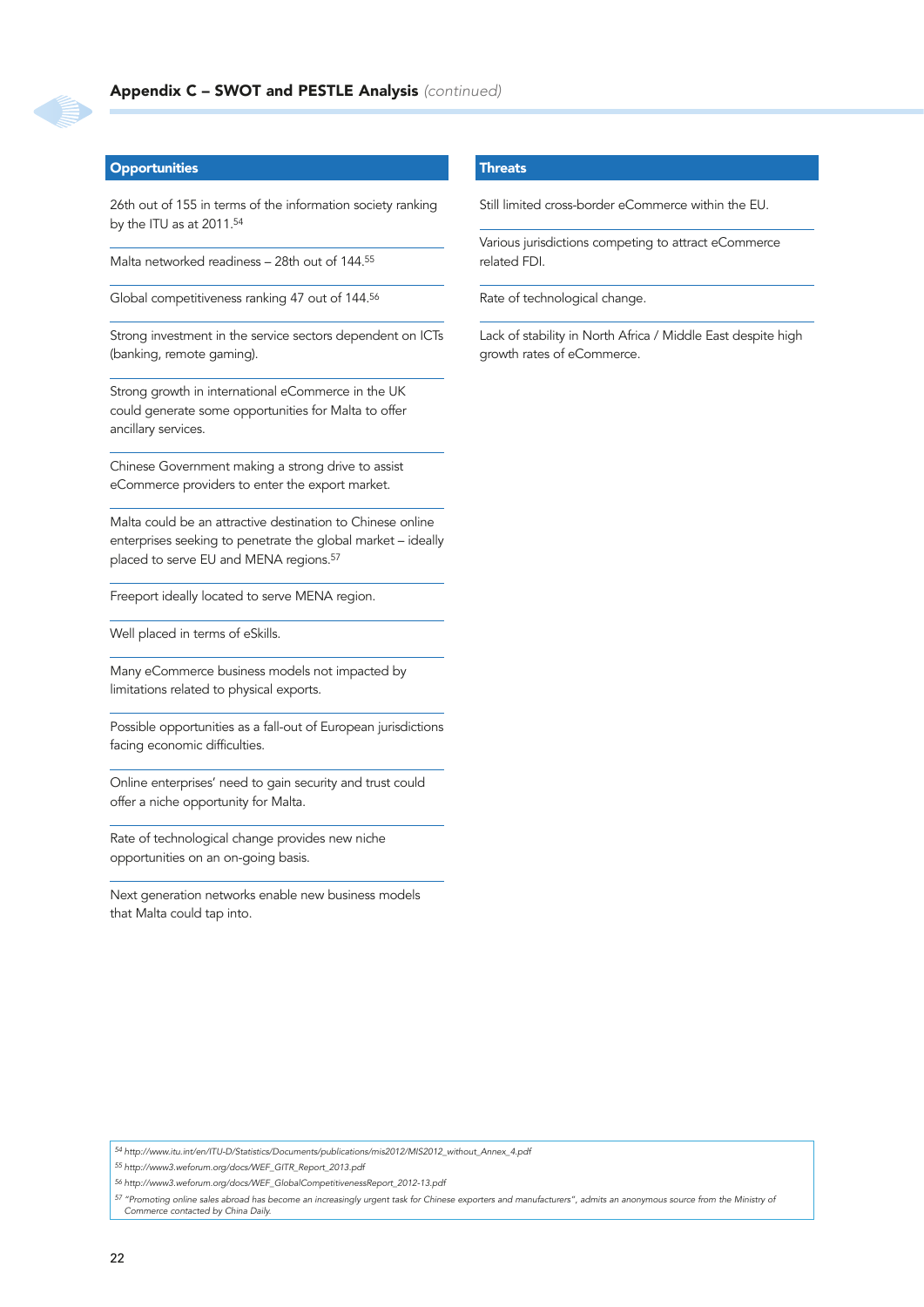## Opportunities

26th out of 155 in terms of the information society ranking by the ITU as at 2011.[54]

Malta networked readiness – 28th out of 144.[55]

Global competitiveness ranking 47 out of 144.[56]

Strong investment in the service sectors dependent on ICTs (banking, remote gaming).

Strong growth in international eCommerce in the UK could generate some opportunities for Malta to offer ancillary services.

Chinese Government making a strong drive to assist eCommerce providers to enter the export market.

Malta could be an attractive destination to Chinese online enterprises seeking to penetrate the global market – ideally placed to serve EU and MENA regions.[57]

Freeport ideally located to serve MENA region.

Well placed in terms of eSkills.

Many eCommerce business models not impacted by limitations related to physical exports.

Possible opportunities as a fall-out of European jurisdictions facing economic difficulties.

Online enterprises' need to gain security and trust could offer a niche opportunity for Malta.

Rate of technological change provides new niche opportunities on an on-going basis.

Next generation networks enable new business models that Malta could tap into.

## Threats

Still limited cross-border eCommerce within the EU.

Various jurisdictions competing to attract eCommerce related FDI.

Rate of technological change.

Lack of stability in North Africa / Middle East despite high growth rates of eCommerce.

---

[54] *http://www.itu.int/en/ITU-D/Statistics/Documents/publications/mis2012/MIS2012_without_Annex_4.pdf*

[55] *http://www3.weforum.org/docs/WEF_GITR_Report_2013.pdf*

[56] *http://www3.weforum.org/docs/WEF_GlobalCompetitivenessReport_2012-13.pdf*

[57] *"Promoting online sales abroad has become an increasingly urgent task for Chinese exporters and manufacturers", admits an anonymous source from the Ministry of Commerce contacted by China Daily.*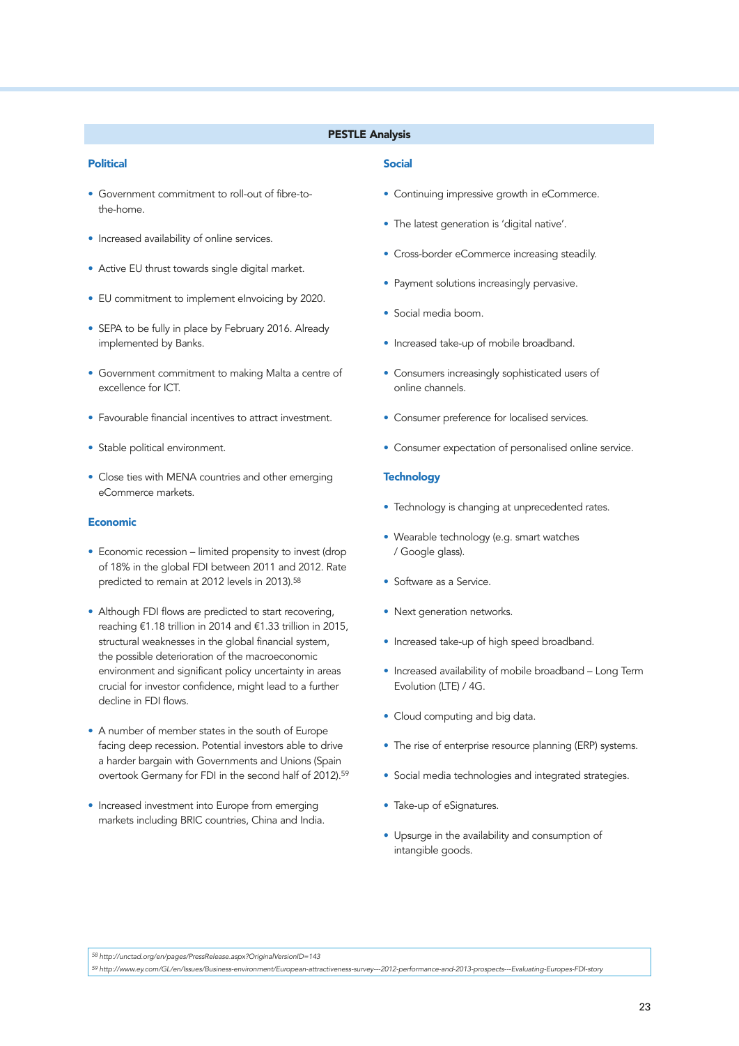## PESTLE Analysis

### Political

- Government commitment to roll-out of fibre-to-the-home.
- Increased availability of online services.
- Active EU thrust towards single digital market.
- EU commitment to implement eInvoicing by 2020.
- SEPA to be fully in place by February 2016. Already implemented by Banks.
- Government commitment to making Malta a centre of excellence for ICT.
- Favourable financial incentives to attract investment.
- Stable political environment.
- Close ties with MENA countries and other emerging eCommerce markets.

### Economic

- Economic recession – limited propensity to invest (drop of 18% in the global FDI between 2011 and 2012. Rate predicted to remain at 2012 levels in 2013).[58]
- Although FDI flows are predicted to start recovering, reaching €1.18 trillion in 2014 and €1.33 trillion in 2015, structural weaknesses in the global financial system, the possible deterioration of the macroeconomic environment and significant policy uncertainty in areas crucial for investor confidence, might lead to a further decline in FDI flows.
- A number of member states in the south of Europe facing deep recession. Potential investors able to drive a harder bargain with Governments and Unions (Spain overtook Germany for FDI in the second half of 2012).[59]
- Increased investment into Europe from emerging markets including BRIC countries, China and India.

### Social

- Continuing impressive growth in eCommerce.
- The latest generation is 'digital native'.
- Cross-border eCommerce increasing steadily.
- Payment solutions increasingly pervasive.
- Social media boom.
- Increased take-up of mobile broadband.
- Consumers increasingly sophisticated users of online channels.
- Consumer preference for localised services.
- Consumer expectation of personalised online service.

### Technology

- Technology is changing at unprecedented rates.
- Wearable technology (e.g. smart watches / Google glass).
- Software as a Service.
- Next generation networks.
- Increased take-up of high speed broadband.
- Increased availability of mobile broadband – Long Term Evolution (LTE) / 4G.
- Cloud computing and big data.
- The rise of enterprise resource planning (ERP) systems.
- Social media technologies and integrated strategies.
- Take-up of eSignatures.
- Upsurge in the availability and consumption of intangible goods.

---

[58] http://unctad.org/en/pages/PressRelease.aspx?OriginalVersionID=143

[59] http://www.ey.com/GL/en/Issues/Business-environment/European-attractiveness-survey---2012-performance-and-2013-prospects---Evaluating-Europes-FDI-story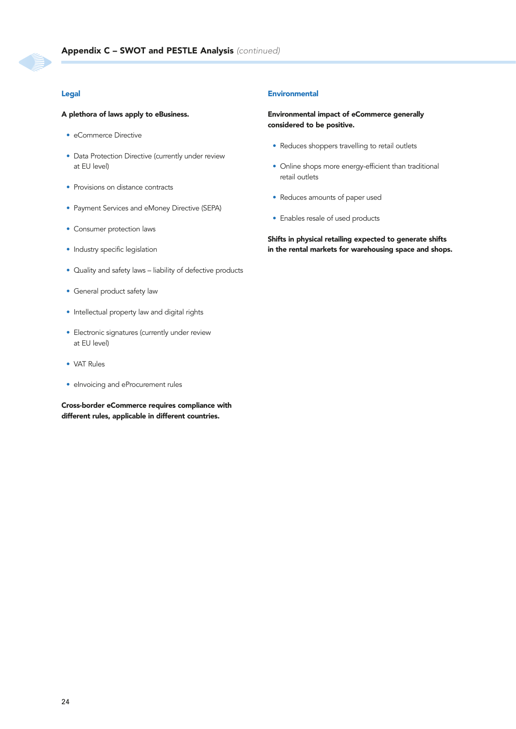## Legal

**A plethora of laws apply to eBusiness.**

- eCommerce Directive
- Data Protection Directive (currently under review at EU level)
- Provisions on distance contracts
- Payment Services and eMoney Directive (SEPA)
- Consumer protection laws
- Industry specific legislation
- Quality and safety laws – liability of defective products
- General product safety law
- Intellectual property law and digital rights
- Electronic signatures (currently under review at EU level)
- VAT Rules
- eInvoicing and eProcurement rules

**Cross-border eCommerce requires compliance with different rules, applicable in different countries.**

## Environmental

**Environmental impact of eCommerce generally considered to be positive.**

- Reduces shoppers travelling to retail outlets
- Online shops more energy-efficient than traditional retail outlets
- Reduces amounts of paper used
- Enables resale of used products

**Shifts in physical retailing expected to generate shifts in the rental markets for warehousing space and shops.**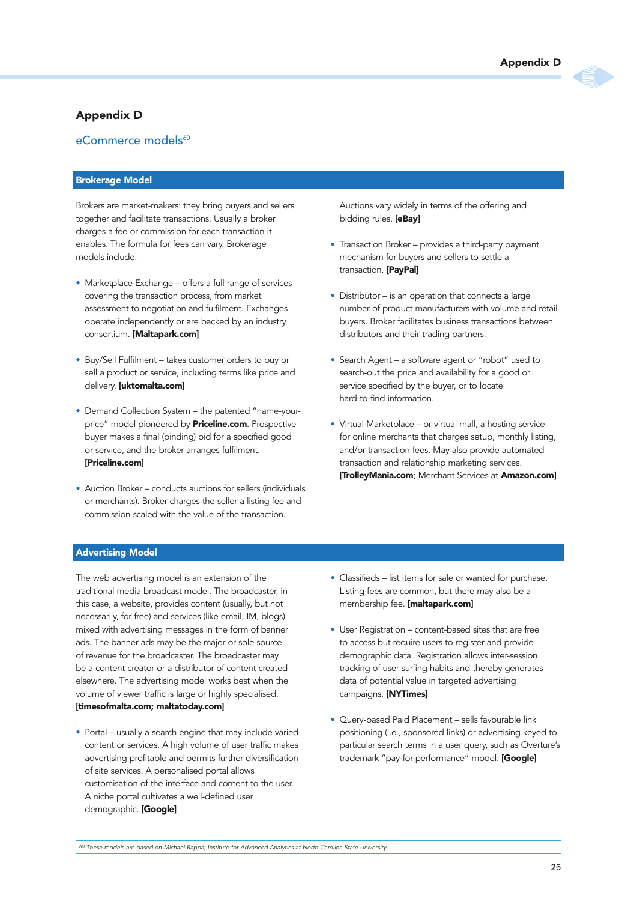# Appendix D

## eCommerce models[60]

### Brokerage Model

Brokers are market-makers: they bring buyers and sellers together and facilitate transactions. Usually a broker charges a fee or commission for each transaction it enables. The formula for fees can vary. Brokerage models include:

- Marketplace Exchange – offers a full range of services covering the transaction process, from market assessment to negotiation and fulfilment. Exchanges operate independently or are backed by an industry consortium. **[Maltapark.com]**

- Buy/Sell Fulfilment – takes customer orders to buy or sell a product or service, including terms like price and delivery. **[uktomalta.com]**

- Demand Collection System – the patented "name-your-price" model pioneered by **Priceline.com**. Prospective buyer makes a final (binding) bid for a specified good or service, and the broker arranges fulfilment. **[Priceline.com]**

- Auction Broker – conducts auctions for sellers (individuals or merchants). Broker charges the seller a listing fee and commission scaled with the value of the transaction. Auctions vary widely in terms of the offering and bidding rules. **[eBay]**

- Transaction Broker – provides a third-party payment mechanism for buyers and sellers to settle a transaction. **[PayPal]**

- Distributor – is an operation that connects a large number of product manufacturers with volume and retail buyers. Broker facilitates business transactions between distributors and their trading partners.

- Search Agent – a software agent or "robot" used to search-out the price and availability for a good or service specified by the buyer, or to locate hard-to-find information.

- Virtual Marketplace – or virtual mall, a hosting service for online merchants that charges setup, monthly listing, and/or transaction fees. May also provide automated transaction and relationship marketing services. **[TrolleyMania.com**; Merchant Services at **Amazon.com]**

### Advertising Model

The web advertising model is an extension of the traditional media broadcast model. The broadcaster, in this case, a website, provides content (usually, but not necessarily, for free) and services (like email, IM, blogs) mixed with advertising messages in the form of banner ads. The banner ads may be the major or sole source of revenue for the broadcaster. The broadcaster may be a content creator or a distributor of content created elsewhere. The advertising model works best when the volume of viewer traffic is large or highly specialised. **[timesofmalta.com; maltatoday.com]**

- Portal – usually a search engine that may include varied content or services. A high volume of user traffic makes advertising profitable and permits further diversification of site services. A personalised portal allows customisation of the interface and content to the user. A niche portal cultivates a well-defined user demographic. **[Google]**

- Classifieds – list items for sale or wanted for purchase. Listing fees are common, but there may also be a membership fee. **[maltapark.com]**

- User Registration – content-based sites that are free to access but require users to register and provide demographic data. Registration allows inter-session tracking of user surfing habits and thereby generates data of potential value in targeted advertising campaigns. **[NYTimes]**

- Query-based Paid Placement – sells favourable link positioning (i.e., sponsored links) or advertising keyed to particular search terms in a user query, such as Overture's trademark "pay-for-performance" model. **[Google]**

---

[60] *These models are based on Michael Rappa; Institute for Advanced Analytics at North Carolina State University.*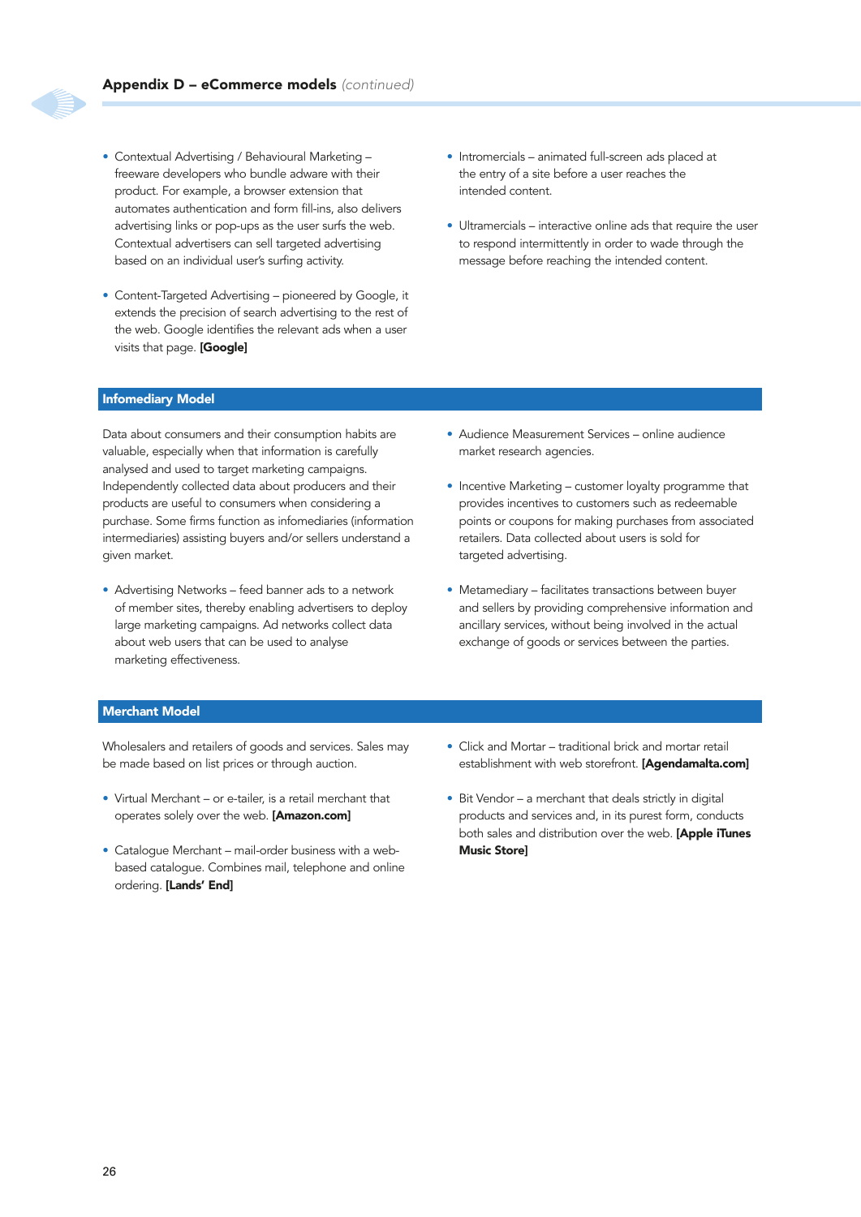- Contextual Advertising / Behavioural Marketing – freeware developers who bundle adware with their product. For example, a browser extension that automates authentication and form fill-ins, also delivers advertising links or pop-ups as the user surfs the web. Contextual advertisers can sell targeted advertising based on an individual user's surfing activity.
- Content-Targeted Advertising – pioneered by Google, it extends the precision of search advertising to the rest of the web. Google identifies the relevant ads when a user visits that page. **[Google]**
- Intromercials – animated full-screen ads placed at the entry of a site before a user reaches the intended content.
- Ultramercials – interactive online ads that require the user to respond intermittently in order to wade through the message before reaching the intended content.

## Infomediary Model

Data about consumers and their consumption habits are valuable, especially when that information is carefully analysed and used to target marketing campaigns. Independently collected data about producers and their products are useful to consumers when considering a purchase. Some firms function as infomediaries (information intermediaries) assisting buyers and/or sellers understand a given market.

- Advertising Networks – feed banner ads to a network of member sites, thereby enabling advertisers to deploy large marketing campaigns. Ad networks collect data about web users that can be used to analyse marketing effectiveness.
- Audience Measurement Services – online audience market research agencies.
- Incentive Marketing – customer loyalty programme that provides incentives to customers such as redeemable points or coupons for making purchases from associated retailers. Data collected about users is sold for targeted advertising.
- Metamediary – facilitates transactions between buyer and sellers by providing comprehensive information and ancillary services, without being involved in the actual exchange of goods or services between the parties.

## Merchant Model

Wholesalers and retailers of goods and services. Sales may be made based on list prices or through auction.

- Virtual Merchant – or e-tailer, is a retail merchant that operates solely over the web. **[Amazon.com]**
- Catalogue Merchant – mail-order business with a web-based catalogue. Combines mail, telephone and online ordering. **[Lands' End]**
- Click and Mortar – traditional brick and mortar retail establishment with web storefront. **[Agendamalta.com]**
- Bit Vendor – a merchant that deals strictly in digital products and services and, in its purest form, conducts both sales and distribution over the web. **[Apple iTunes Music Store]**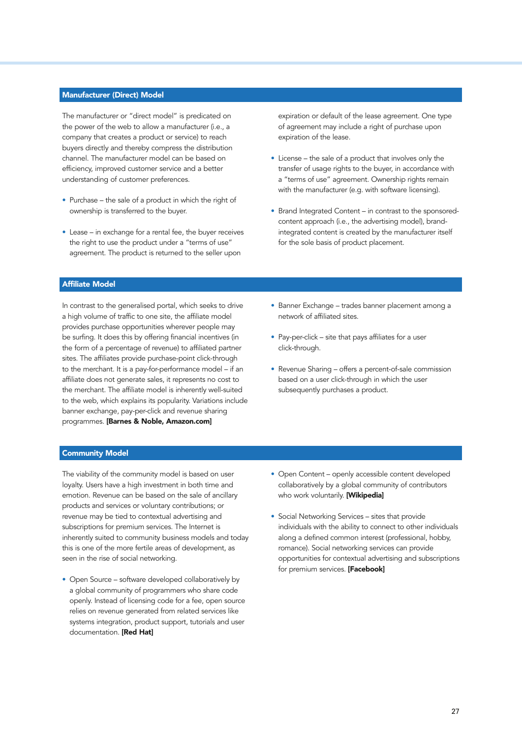## Manufacturer (Direct) Model

The manufacturer or "direct model" is predicated on the power of the web to allow a manufacturer (i.e., a company that creates a product or service) to reach buyers directly and thereby compress the distribution channel. The manufacturer model can be based on efficiency, improved customer service and a better understanding of customer preferences.

- Purchase – the sale of a product in which the right of ownership is transferred to the buyer.
- Lease – in exchange for a rental fee, the buyer receives the right to use the product under a "terms of use" agreement. The product is returned to the seller upon expiration or default of the lease agreement. One type of agreement may include a right of purchase upon expiration of the lease.
- License – the sale of a product that involves only the transfer of usage rights to the buyer, in accordance with a "terms of use" agreement. Ownership rights remain with the manufacturer (e.g. with software licensing).
- Brand Integrated Content – in contrast to the sponsored-content approach (i.e., the advertising model), brand-integrated content is created by the manufacturer itself for the sole basis of product placement.

## Affiliate Model

In contrast to the generalised portal, which seeks to drive a high volume of traffic to one site, the affiliate model provides purchase opportunities wherever people may be surfing. It does this by offering financial incentives (in the form of a percentage of revenue) to affiliated partner sites. The affiliates provide purchase-point click-through to the merchant. It is a pay-for-performance model – if an affiliate does not generate sales, it represents no cost to the merchant. The affiliate model is inherently well-suited to the web, which explains its popularity. Variations include banner exchange, pay-per-click and revenue sharing programmes. **[Barnes & Noble, Amazon.com]**

- Banner Exchange – trades banner placement among a network of affiliated sites.
- Pay-per-click – site that pays affiliates for a user click-through.
- Revenue Sharing – offers a percent-of-sale commission based on a user click-through in which the user subsequently purchases a product.

## Community Model

The viability of the community model is based on user loyalty. Users have a high investment in both time and emotion. Revenue can be based on the sale of ancillary products and services or voluntary contributions; or revenue may be tied to contextual advertising and subscriptions for premium services. The Internet is inherently suited to community business models and today this is one of the more fertile areas of development, as seen in the rise of social networking.

- Open Source – software developed collaboratively by a global community of programmers who share code openly. Instead of licensing code for a fee, open source relies on revenue generated from related services like systems integration, product support, tutorials and user documentation. **[Red Hat]**
- Open Content – openly accessible content developed collaboratively by a global community of contributors who work voluntarily. **[Wikipedia]**
- Social Networking Services – sites that provide individuals with the ability to connect to other individuals along a defined common interest (professional, hobby, romance). Social networking services can provide opportunities for contextual advertising and subscriptions for premium services. **[Facebook]**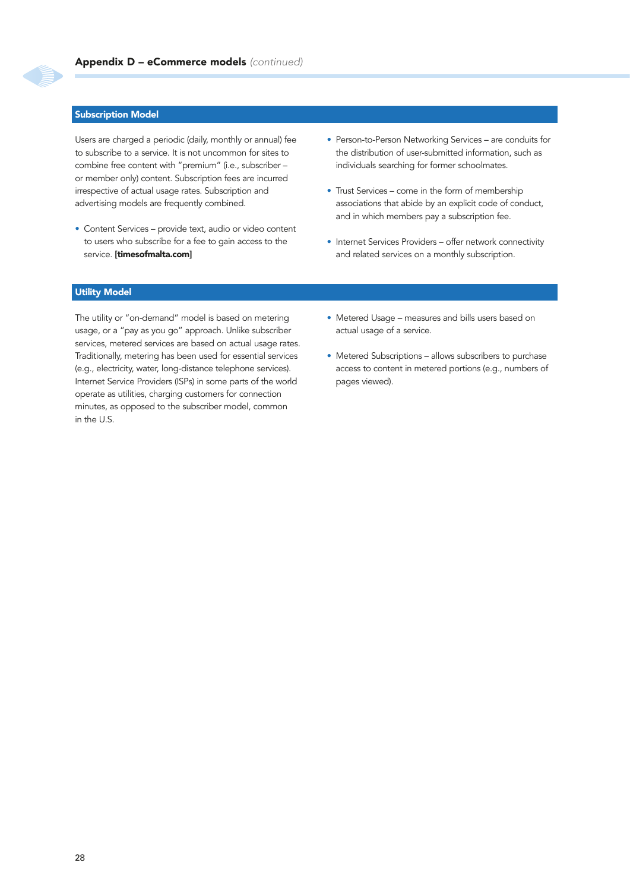## Subscription Model

Users are charged a periodic (daily, monthly or annual) fee to subscribe to a service. It is not uncommon for sites to combine free content with "premium" (i.e., subscriber – or member only) content. Subscription fees are incurred irrespective of actual usage rates. Subscription and advertising models are frequently combined.

- Content Services – provide text, audio or video content to users who subscribe for a fee to gain access to the service. **[timesofmalta.com]**
- Person-to-Person Networking Services – are conduits for the distribution of user-submitted information, such as individuals searching for former schoolmates.
- Trust Services – come in the form of membership associations that abide by an explicit code of conduct, and in which members pay a subscription fee.
- Internet Services Providers – offer network connectivity and related services on a monthly subscription.

## Utility Model

The utility or "on-demand" model is based on metering usage, or a "pay as you go" approach. Unlike subscriber services, metered services are based on actual usage rates. Traditionally, metering has been used for essential services (e.g., electricity, water, long-distance telephone services). Internet Service Providers (ISPs) in some parts of the world operate as utilities, charging customers for connection minutes, as opposed to the subscriber model, common in the U.S.

- Metered Usage – measures and bills users based on actual usage of a service.
- Metered Subscriptions – allows subscribers to purchase access to content in metered portions (e.g., numbers of pages viewed).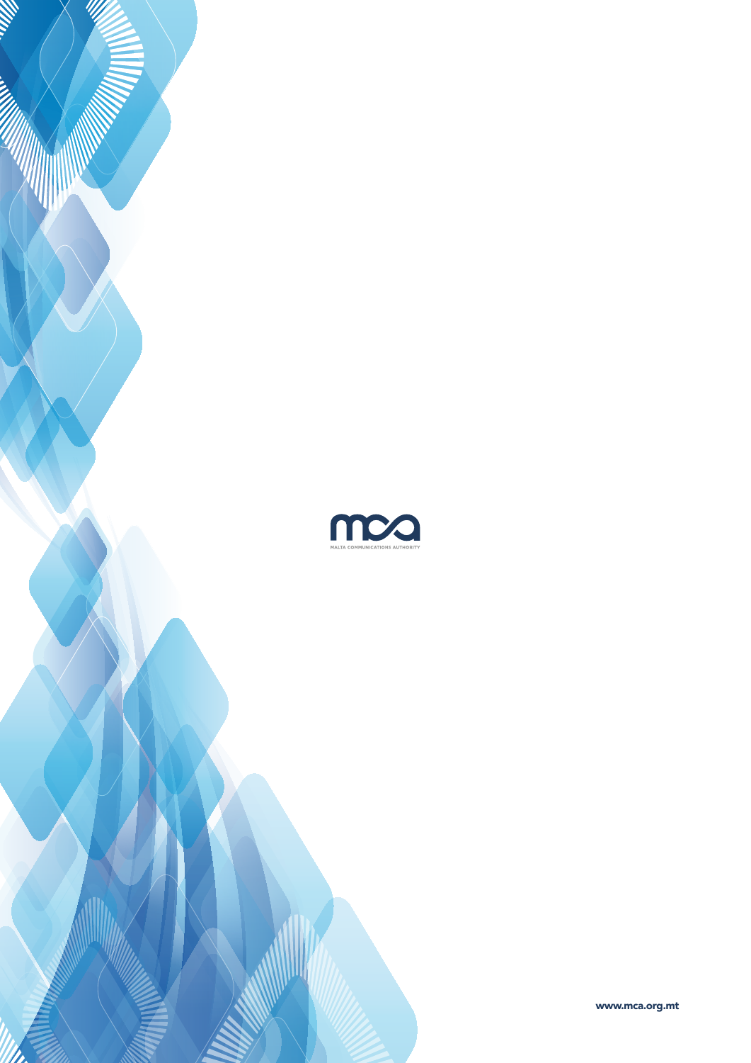MALTA COMMUNICATIONS AUTHORITY

www.mca.org.mt